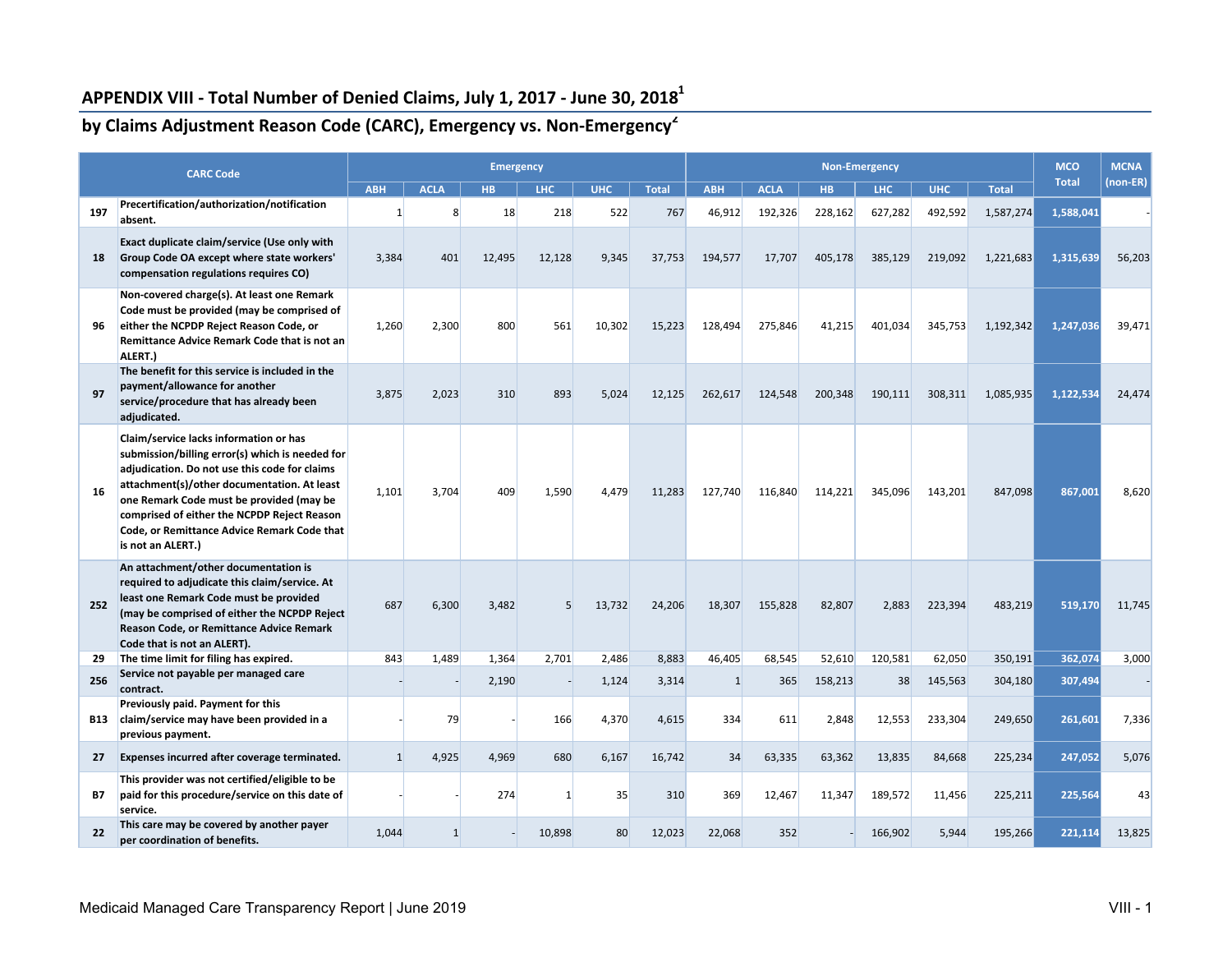## APPENDIX VIII - Total Number of Denied Claims, July 1, 2017 - June 30, 2018[1]

## by Claims Adjustment Reason Code (CARC), Emergency vs. Non-Emergency[2]

| CARC Code | | Emergency | | | | | | Non-Emergency | | | | | | MCO Total | MCNA (non-ER) |
|---|---|---|---|---|---|---|---|---|---|---|---|---|---|---|---|
| | | ABH | ACLA | HB | LHC | UHC | Total | ABH | ACLA | HB | LHC | UHC | Total | | |
| 197 | Precertification/authorization/notification absent. | 1 | 8 | 18 | 218 | 522 | 767 | 46,912 | 192,326 | 228,162 | 627,282 | 492,592 | 1,587,274 | 1,588,041 | - |
| 18 | Exact duplicate claim/service (Use only with Group Code OA except where state workers' compensation regulations requires CO) | 3,384 | 401 | 12,495 | 12,128 | 9,345 | 37,753 | 194,577 | 17,707 | 405,178 | 385,129 | 219,092 | 1,221,683 | 1,315,639 | 56,203 |
| 96 | Non-covered charge(s). At least one Remark Code must be provided (may be comprised of either the NCPDP Reject Reason Code, or Remittance Advice Remark Code that is not an ALERT.) | 1,260 | 2,300 | 800 | 561 | 10,302 | 15,223 | 128,494 | 275,846 | 41,215 | 401,034 | 345,753 | 1,192,342 | 1,247,036 | 39,471 |
| 97 | The benefit for this service is included in the payment/allowance for another service/procedure that has already been adjudicated. | 3,875 | 2,023 | 310 | 893 | 5,024 | 12,125 | 262,617 | 124,548 | 200,348 | 190,111 | 308,311 | 1,085,935 | 1,122,534 | 24,474 |
| 16 | Claim/service lacks information or has submission/billing error(s) which is needed for adjudication. Do not use this code for claims attachment(s)/other documentation. At least one Remark Code must be provided (may be comprised of either the NCPDP Reject Reason Code, or Remittance Advice Remark Code that is not an ALERT.) | 1,101 | 3,704 | 409 | 1,590 | 4,479 | 11,283 | 127,740 | 116,840 | 114,221 | 345,096 | 143,201 | 847,098 | 867,001 | 8,620 |
| 252 | An attachment/other documentation is required to adjudicate this claim/service. At least one Remark Code must be provided (may be comprised of either the NCPDP Reject Reason Code, or Remittance Advice Remark Code that is not an ALERT). | 687 | 6,300 | 3,482 | 5 | 13,732 | 24,206 | 18,307 | 155,828 | 82,807 | 2,883 | 223,394 | 483,219 | 519,170 | 11,745 |
| 29 | The time limit for filing has expired. | 843 | 1,489 | 1,364 | 2,701 | 2,486 | 8,883 | 46,405 | 68,545 | 52,610 | 120,581 | 62,050 | 350,191 | 362,074 | 3,000 |
| 256 | Service not payable per managed care contract. | - | - | 2,190 | - | 1,124 | 3,314 | 1 | 365 | 158,213 | 38 | 145,563 | 304,180 | 307,494 | - |
| B13 | Previously paid. Payment for this claim/service may have been provided in a previous payment. | - | 79 | - | 166 | 4,370 | 4,615 | 334 | 611 | 2,848 | 12,553 | 233,304 | 249,650 | 261,601 | 7,336 |
| 27 | Expenses incurred after coverage terminated. | 1 | 4,925 | 4,969 | 680 | 6,167 | 16,742 | 34 | 63,335 | 63,362 | 13,835 | 84,668 | 225,234 | 247,052 | 5,076 |
| B7 | This provider was not certified/eligible to be paid for this procedure/service on this date of service. | - | - | 274 | 1 | 35 | 310 | 369 | 12,467 | 11,347 | 189,572 | 11,456 | 225,211 | 225,564 | 43 |
| 22 | This care may be covered by another payer per coordination of benefits. | 1,044 | 1 | - | 10,898 | 80 | 12,023 | 22,068 | 352 | - | 166,902 | 5,944 | 195,266 | 221,114 | 13,825 |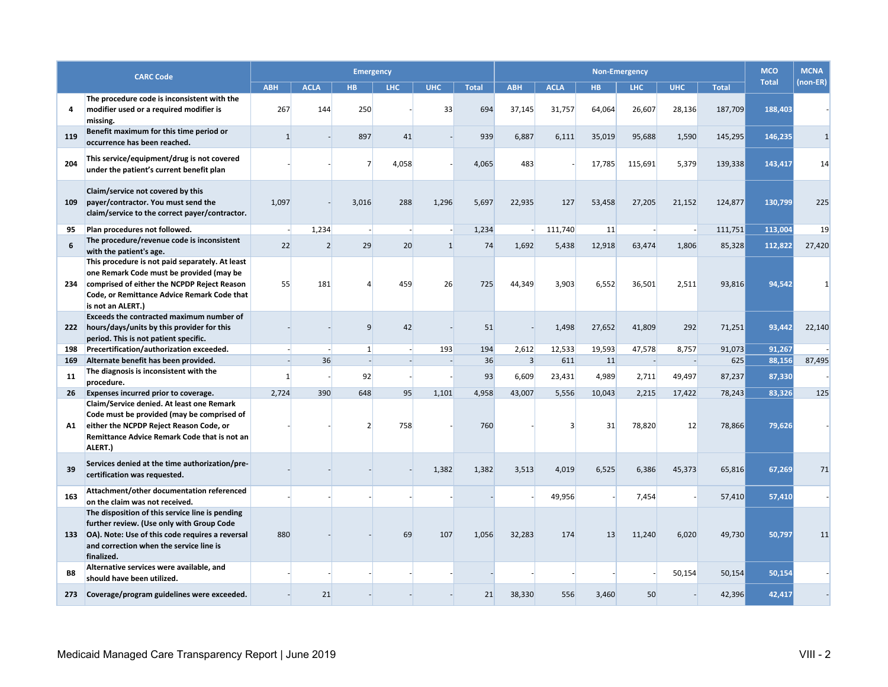| CARC Code | | Emergency | | | | | | Non-Emergency | | | | | | MCO Total | MCNA (non-ER) |
|---|---|---|---|---|---|---|---|---|---|---|---|---|---|---|---|
| | | ABH | ACLA | HB | LHC | UHC | Total | ABH | ACLA | HB | LHC | UHC | Total | | |
| 4 | The procedure code is inconsistent with the modifier used or a required modifier is missing. | 267 | 144 | 250 | - | 33 | 694 | 37,145 | 31,757 | 64,064 | 26,607 | 28,136 | 187,709 | 188,403 | - |
| 119 | Benefit maximum for this time period or occurrence has been reached. | 1 | - | 897 | 41 | - | 939 | 6,887 | 6,111 | 35,019 | 95,688 | 1,590 | 145,295 | 146,235 | 1 |
| 204 | This service/equipment/drug is not covered under the patient's current benefit plan | - | - | 7 | 4,058 | - | 4,065 | 483 | - | 17,785 | 115,691 | 5,379 | 139,338 | 143,417 | 14 |
| 109 | Claim/service not covered by this payer/contractor. You must send the claim/service to the correct payer/contractor. | 1,097 | - | 3,016 | 288 | 1,296 | 5,697 | 22,935 | 127 | 53,458 | 27,205 | 21,152 | 124,877 | 130,799 | 225 |
| 95 | Plan procedures not followed. | - | 1,234 | - | - | - | 1,234 | - | 111,740 | 11 | - | - | 111,751 | 113,004 | 19 |
| 6 | The procedure/revenue code is inconsistent with the patient's age. | 22 | 2 | 29 | 20 | 1 | 74 | 1,692 | 5,438 | 12,918 | 63,474 | 1,806 | 85,328 | 112,822 | 27,420 |
| 234 | This procedure is not paid separately. At least one Remark Code must be provided (may be comprised of either the NCPDP Reject Reason Code, or Remittance Advice Remark Code that is not an ALERT.) | 55 | 181 | 4 | 459 | 26 | 725 | 44,349 | 3,903 | 6,552 | 36,501 | 2,511 | 93,816 | 94,542 | 1 |
| 222 | Exceeds the contracted maximum number of hours/days/units by this provider for this period. This is not patient specific. | - | - | 9 | 42 | - | 51 | - | 1,498 | 27,652 | 41,809 | 292 | 71,251 | 93,442 | 22,140 |
| 198 | Precertification/authorization exceeded. | - | - | 1 | - | 193 | 194 | 2,612 | 12,533 | 19,593 | 47,578 | 8,757 | 91,073 | 91,267 | - |
| 169 | Alternate benefit has been provided. | - | 36 | - | - | - | 36 | 3 | 611 | 11 | - | - | 625 | 88,156 | 87,495 |
| 11 | The diagnosis is inconsistent with the procedure. | 1 | - | 92 | - | - | 93 | 6,609 | 23,431 | 4,989 | 2,711 | 49,497 | 87,237 | 87,330 | - |
| 26 | Expenses incurred prior to coverage. | 2,724 | 390 | 648 | 95 | 1,101 | 4,958 | 43,007 | 5,556 | 10,043 | 2,215 | 17,422 | 78,243 | 83,326 | 125 |
| A1 | Claim/Service denied. At least one Remark Code must be provided (may be comprised of either the NCPDP Reject Reason Code, or Remittance Advice Remark Code that is not an ALERT.) | - | - | 2 | 758 | - | 760 | - | 3 | 31 | 78,820 | 12 | 78,866 | 79,626 | - |
| 39 | Services denied at the time authorization/pre-certification was requested. | - | - | - | - | 1,382 | 1,382 | 3,513 | 4,019 | 6,525 | 6,386 | 45,373 | 65,816 | 67,269 | 71 |
| 163 | Attachment/other documentation referenced on the claim was not received. | - | - | - | - | - | - | - | 49,956 | - | 7,454 | - | 57,410 | 57,410 | - |
| 133 | The disposition of this service line is pending further review. (Use only with Group Code OA). Note: Use of this code requires a reversal and correction when the service line is finalized. | 880 | - | - | 69 | 107 | 1,056 | 32,283 | 174 | 13 | 11,240 | 6,020 | 49,730 | 50,797 | 11 |
| B8 | Alternative services were available, and should have been utilized. | - | - | - | - | - | - | - | - | - | - | 50,154 | 50,154 | 50,154 | - |
| 273 | Coverage/program guidelines were exceeded. | - | 21 | - | - | - | 21 | 38,330 | 556 | 3,460 | 50 | - | 42,396 | 42,417 | - |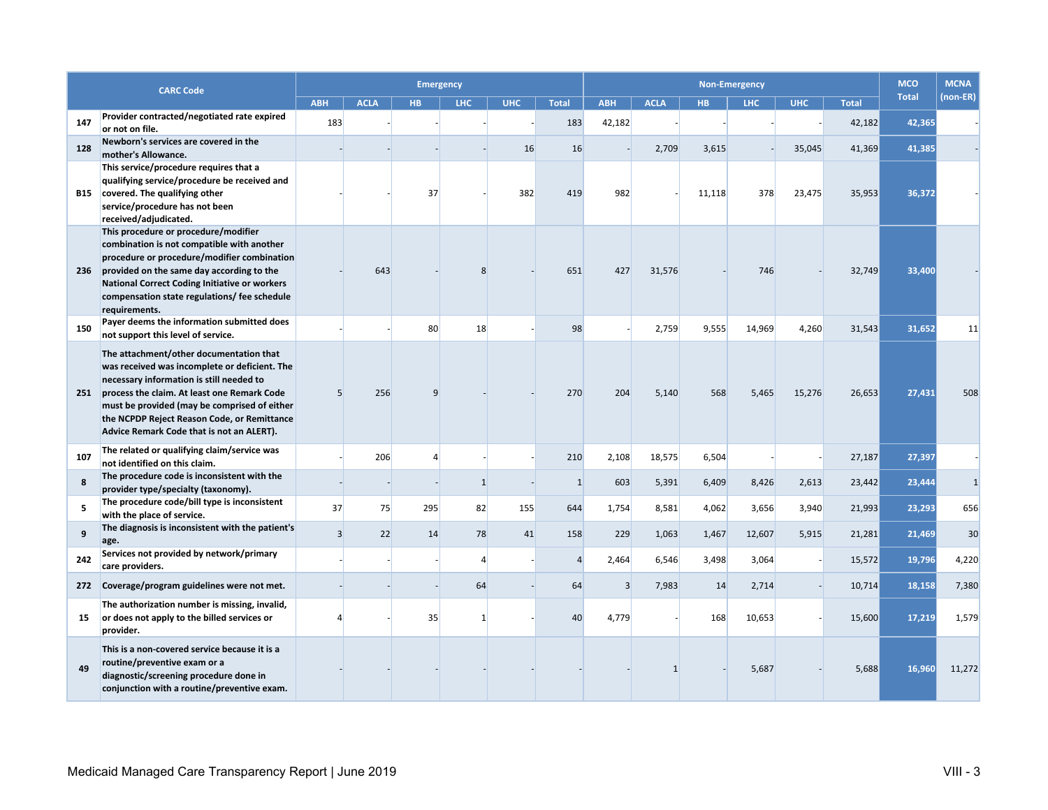| CARC Code | | Emergency | | | | | | Non-Emergency | | | | | | MCO Total | MCNA (non-ER) |
|---|---|---|---|---|---|---|---|---|---|---|---|---|---|---|---|
| | | ABH | ACLA | HB | LHC | UHC | Total | ABH | ACLA | HB | LHC | UHC | Total | | |
| 147 | Provider contracted/negotiated rate expired or not on file. | 183 | - | - | - | - | 183 | 42,182 | - | - | - | - | 42,182 | 42,365 | - |
| 128 | Newborn's services are covered in the mother's Allowance. | - | - | - | - | 16 | 16 | - | 2,709 | 3,615 | - | 35,045 | 41,369 | 41,385 | - |
| B15 | This service/procedure requires that a qualifying service/procedure be received and covered. The qualifying other service/procedure has not been received/adjudicated. | - | - | 37 | - | 382 | 419 | 982 | - | 11,118 | 378 | 23,475 | 35,953 | 36,372 | - |
| 236 | This procedure or procedure/modifier combination is not compatible with another procedure or procedure/modifier combination provided on the same day according to the National Correct Coding Initiative or workers compensation state regulations/ fee schedule requirements. | - | 643 | - | 8 | - | 651 | 427 | 31,576 | - | 746 | - | 32,749 | 33,400 | - |
| 150 | Payer deems the information submitted does not support this level of service. | - | - | 80 | 18 | - | 98 | - | 2,759 | 9,555 | 14,969 | 4,260 | 31,543 | 31,652 | 11 |
| 251 | The attachment/other documentation that was received was incomplete or deficient. The necessary information is still needed to process the claim. At least one Remark Code must be provided (may be comprised of either the NCPDP Reject Reason Code, or Remittance Advice Remark Code that is not an ALERT). | 5 | 256 | 9 | - | - | 270 | 204 | 5,140 | 568 | 5,465 | 15,276 | 26,653 | 27,431 | 508 |
| 107 | The related or qualifying claim/service was not identified on this claim. | - | 206 | 4 | - | - | 210 | 2,108 | 18,575 | 6,504 | - | - | 27,187 | 27,397 | - |
| 8 | The procedure code is inconsistent with the provider type/specialty (taxonomy). | - | - | - | 1 | - | 1 | 603 | 5,391 | 6,409 | 8,426 | 2,613 | 23,442 | 23,444 | 1 |
| 5 | The procedure code/bill type is inconsistent with the place of service. | 37 | 75 | 295 | 82 | 155 | 644 | 1,754 | 8,581 | 4,062 | 3,656 | 3,940 | 21,993 | 23,293 | 656 |
| 9 | The diagnosis is inconsistent with the patient's age. | 3 | 22 | 14 | 78 | 41 | 158 | 229 | 1,063 | 1,467 | 12,607 | 5,915 | 21,281 | 21,469 | 30 |
| 242 | Services not provided by network/primary care providers. | - | - | - | 4 | - | 4 | 2,464 | 6,546 | 3,498 | 3,064 | - | 15,572 | 19,796 | 4,220 |
| 272 | Coverage/program guidelines were not met. | - | - | - | 64 | - | 64 | 3 | 7,983 | 14 | 2,714 | - | 10,714 | 18,158 | 7,380 |
| 15 | The authorization number is missing, invalid, or does not apply to the billed services or provider. | 4 | - | 35 | 1 | - | 40 | 4,779 | - | 168 | 10,653 | - | 15,600 | 17,219 | 1,579 |
| 49 | This is a non-covered service because it is a routine/preventive exam or a diagnostic/screening procedure done in conjunction with a routine/preventive exam. | - | - | - | - | - | - | - | 1 | - | 5,687 | - | 5,688 | 16,960 | 11,272 |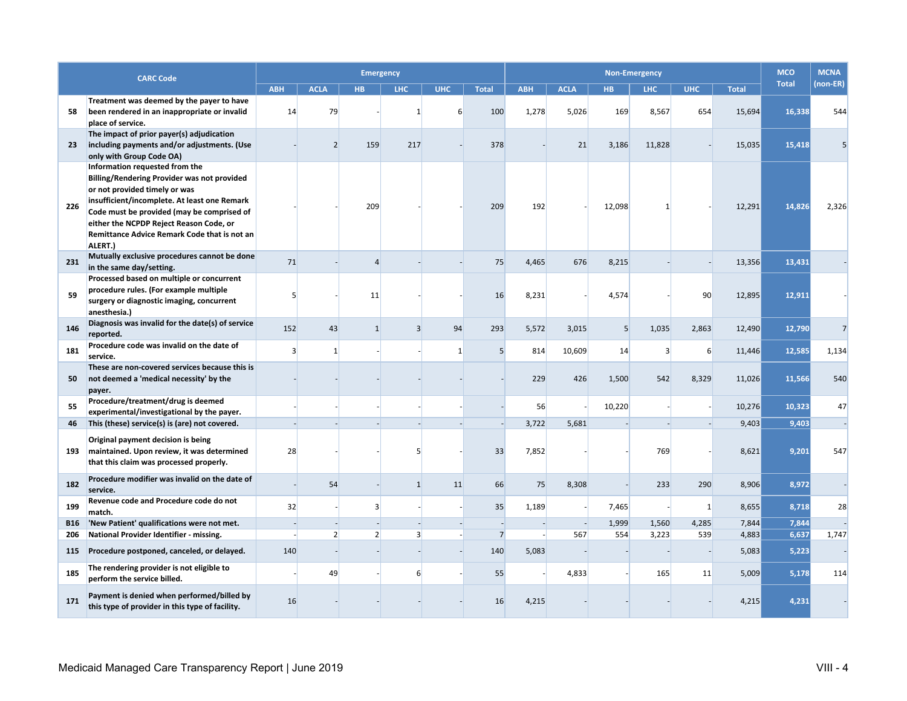| CARC Code | | Emergency | | | | | | Non-Emergency | | | | | | MCO Total | MCNA (non-ER) |
|---|---|---|---|---|---|---|---|---|---|---|---|---|---|---|---|
| | | ABH | ACLA | HB | LHC | UHC | Total | ABH | ACLA | HB | LHC | UHC | Total | | |
| 58 | Treatment was deemed by the payer to have been rendered in an inappropriate or invalid place of service. | 14 | 79 | - | 1 | 6 | 100 | 1,278 | 5,026 | 169 | 8,567 | 654 | 15,694 | 16,338 | 544 |
| 23 | The impact of prior payer(s) adjudication including payments and/or adjustments. (Use only with Group Code OA) | - | 2 | 159 | 217 | - | 378 | - | 21 | 3,186 | 11,828 | - | 15,035 | 15,418 | 5 |
| 226 | Information requested from the Billing/Rendering Provider was not provided or not provided timely or was insufficient/incomplete. At least one Remark Code must be provided (may be comprised of either the NCPDP Reject Reason Code, or Remittance Advice Remark Code that is not an ALERT.) | - | - | 209 | - | - | 209 | 192 | - | 12,098 | 1 | - | 12,291 | 14,826 | 2,326 |
| 231 | Mutually exclusive procedures cannot be done in the same day/setting. | 71 | - | 4 | - | - | 75 | 4,465 | 676 | 8,215 | - | - | 13,356 | 13,431 | - |
| 59 | Processed based on multiple or concurrent procedure rules. (For example multiple surgery or diagnostic imaging, concurrent anesthesia.) | 5 | - | 11 | - | - | 16 | 8,231 | - | 4,574 | - | 90 | 12,895 | 12,911 | - |
| 146 | Diagnosis was invalid for the date(s) of service reported. | 152 | 43 | 1 | 3 | 94 | 293 | 5,572 | 3,015 | 5 | 1,035 | 2,863 | 12,490 | 12,790 | 7 |
| 181 | Procedure code was invalid on the date of service. | 3 | 1 | - | - | 1 | 5 | 814 | 10,609 | 14 | 3 | 6 | 11,446 | 12,585 | 1,134 |
| 50 | These are non-covered services because this is not deemed a 'medical necessity' by the payer. | - | - | - | - | - | - | 229 | 426 | 1,500 | 542 | 8,329 | 11,026 | 11,566 | 540 |
| 55 | Procedure/treatment/drug is deemed experimental/investigational by the payer. | - | - | - | - | - | - | 56 | - | 10,220 | - | - | 10,276 | 10,323 | 47 |
| 46 | This (these) service(s) is (are) not covered. | - | - | - | - | - | - | 3,722 | 5,681 | - | - | - | 9,403 | 9,403 | - |
| 193 | Original payment decision is being maintained. Upon review, it was determined that this claim was processed properly. | 28 | - | - | 5 | - | 33 | 7,852 | - | - | 769 | - | 8,621 | 9,201 | 547 |
| 182 | Procedure modifier was invalid on the date of service. | - | 54 | - | 1 | 11 | 66 | 75 | 8,308 | - | 233 | 290 | 8,906 | 8,972 | - |
| 199 | Revenue code and Procedure code do not match. | 32 | - | 3 | - | - | 35 | 1,189 | - | 7,465 | - | 1 | 8,655 | 8,718 | 28 |
| B16 | 'New Patient' qualifications were not met. | - | - | - | - | - | - | - | - | 1,999 | 1,560 | 4,285 | 7,844 | 7,844 | - |
| 206 | National Provider Identifier - missing. | - | 2 | 2 | 3 | - | 7 | - | 567 | 554 | 3,223 | 539 | 4,883 | 6,637 | 1,747 |
| 115 | Procedure postponed, canceled, or delayed. | 140 | - | - | - | - | 140 | 5,083 | - | - | - | - | 5,083 | 5,223 | - |
| 185 | The rendering provider is not eligible to perform the service billed. | - | 49 | - | 6 | - | 55 | - | 4,833 | - | 165 | 11 | 5,009 | 5,178 | 114 |
| 171 | Payment is denied when performed/billed by this type of provider in this type of facility. | 16 | - | - | - | - | 16 | 4,215 | - | - | - | - | 4,215 | 4,231 | - |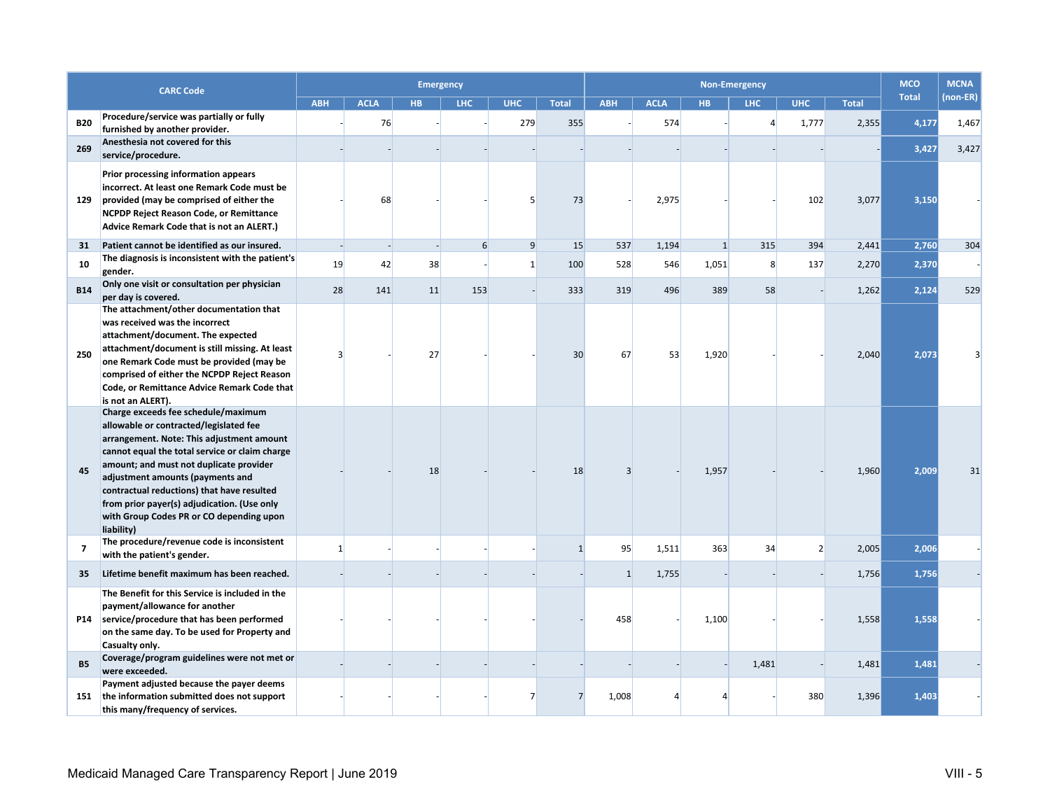| CARC Code | | Emergency | | | | | | Non-Emergency | | | | | | MCO Total | MCNA (non-ER) |
|---|---|---|---|---|---|---|---|---|---|---|---|---|---|---|---|
| | | ABH | ACLA | HB | LHC | UHC | Total | ABH | ACLA | HB | LHC | UHC | Total | | |
| B20 | Procedure/service was partially or fully furnished by another provider. | - | 76 | - | - | 279 | 355 | - | 574 | - | 4 | 1,777 | 2,355 | 4,177 | 1,467 |
| 269 | Anesthesia not covered for this service/procedure. | - | - | - | - | - | - | - | - | - | - | - | - | 3,427 | 3,427 |
| 129 | Prior processing information appears incorrect. At least one Remark Code must be provided (may be comprised of either the NCPDP Reject Reason Code, or Remittance Advice Remark Code that is not an ALERT.) | - | 68 | - | - | 5 | 73 | - | 2,975 | - | - | 102 | 3,077 | 3,150 | - |
| 31 | Patient cannot be identified as our insured. | - | - | - | 6 | 9 | 15 | 537 | 1,194 | 1 | 315 | 394 | 2,441 | 2,760 | 304 |
| 10 | The diagnosis is inconsistent with the patient's gender. | 19 | 42 | 38 | - | 1 | 100 | 528 | 546 | 1,051 | 8 | 137 | 2,270 | 2,370 | - |
| B14 | Only one visit or consultation per physician per day is covered. | 28 | 141 | 11 | 153 | - | 333 | 319 | 496 | 389 | 58 | - | 1,262 | 2,124 | 529 |
| 250 | The attachment/other documentation that was received was the incorrect attachment/document. The expected attachment/document is still missing. At least one Remark Code must be provided (may be comprised of either the NCPDP Reject Reason Code, or Remittance Advice Remark Code that is not an ALERT). | 3 | - | 27 | - | - | 30 | 67 | 53 | 1,920 | - | - | 2,040 | 2,073 | 3 |
| 45 | Charge exceeds fee schedule/maximum allowable or contracted/legislated fee arrangement. Note: This adjustment amount cannot equal the total service or claim charge amount; and must not duplicate provider adjustment amounts (payments and contractual reductions) that have resulted from prior payer(s) adjudication. (Use only with Group Codes PR or CO depending upon liability) | - | - | 18 | - | - | 18 | 3 | - | 1,957 | - | - | 1,960 | 2,009 | 31 |
| 7 | The procedure/revenue code is inconsistent with the patient's gender. | 1 | - | - | - | - | 1 | 95 | 1,511 | 363 | 34 | 2 | 2,005 | 2,006 | - |
| 35 | Lifetime benefit maximum has been reached. | - | - | - | - | - | - | 1 | 1,755 | - | - | - | 1,756 | 1,756 | - |
| P14 | The Benefit for this Service is included in the payment/allowance for another service/procedure that has been performed on the same day. To be used for Property and Casualty only. | - | - | - | - | - | - | 458 | - | 1,100 | - | - | 1,558 | 1,558 | - |
| B5 | Coverage/program guidelines were not met or were exceeded. | - | - | - | - | - | - | - | - | - | 1,481 | - | 1,481 | 1,481 | - |
| 151 | Payment adjusted because the payer deems the information submitted does not support this many/frequency of services. | - | - | - | - | 7 | 7 | 1,008 | 4 | 4 | - | 380 | 1,396 | 1,403 | - |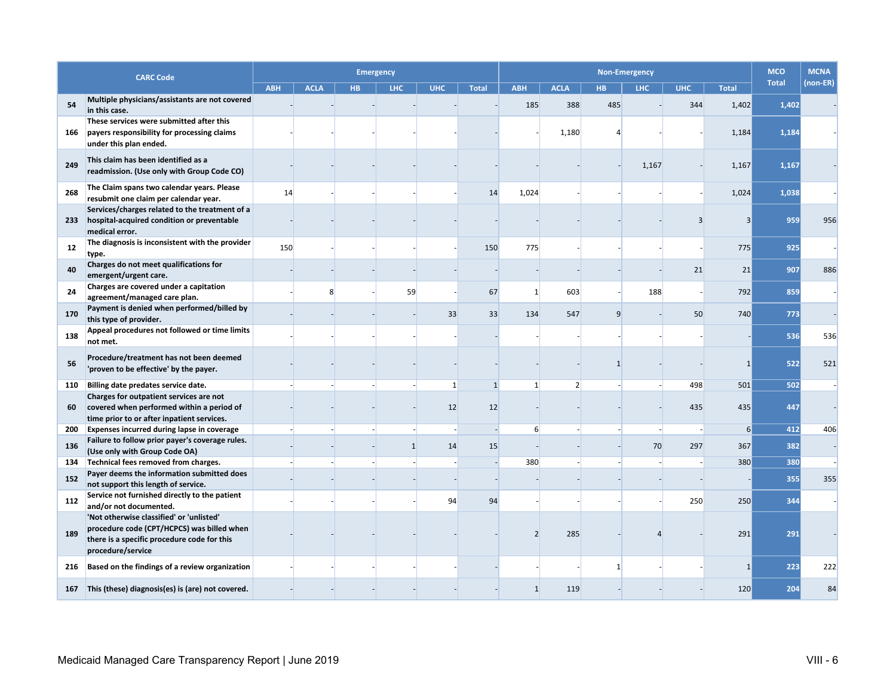| CARC Code | | Emergency | | | | | | Non-Emergency | | | | | | MCO Total | MCNA (non-ER) |
|---|---|---|---|---|---|---|---|---|---|---|---|---|---|---|---|
| | | ABH | ACLA | HB | LHC | UHC | Total | ABH | ACLA | HB | LHC | UHC | Total | | |
| 54 | Multiple physicians/assistants are not covered in this case. | - | - | - | - | - | - | 185 | 388 | 485 | - | 344 | 1,402 | 1,402 | - |
| 166 | These services were submitted after this payers responsibility for processing claims under this plan ended. | - | - | - | - | - | - | - | 1,180 | 4 | - | - | 1,184 | 1,184 | - |
| 249 | This claim has been identified as a readmission. (Use only with Group Code CO) | - | - | - | - | - | - | - | - | - | 1,167 | - | 1,167 | 1,167 | - |
| 268 | The Claim spans two calendar years. Please resubmit one claim per calendar year. | 14 | - | - | - | - | 14 | 1,024 | - | - | - | - | 1,024 | 1,038 | - |
| 233 | Services/charges related to the treatment of a hospital-acquired condition or preventable medical error. | - | - | - | - | - | - | - | - | - | - | 3 | 3 | 959 | 956 |
| 12 | The diagnosis is inconsistent with the provider type. | 150 | - | - | - | - | 150 | 775 | - | - | - | - | 775 | 925 | - |
| 40 | Charges do not meet qualifications for emergent/urgent care. | - | - | - | - | - | - | - | - | - | - | 21 | 21 | 907 | 886 |
| 24 | Charges are covered under a capitation agreement/managed care plan. | - | 8 | - | 59 | - | 67 | 1 | 603 | - | 188 | - | 792 | 859 | - |
| 170 | Payment is denied when performed/billed by this type of provider. | - | - | - | - | 33 | 33 | 134 | 547 | 9 | - | 50 | 740 | 773 | - |
| 138 | Appeal procedures not followed or time limits not met. | - | - | - | - | - | - | - | - | - | - | - | - | 536 | 536 |
| 56 | Procedure/treatment has not been deemed 'proven to be effective' by the payer. | - | - | - | - | - | - | - | - | 1 | - | - | 1 | 522 | 521 |
| 110 | Billing date predates service date. | - | - | - | - | 1 | 1 | 1 | 2 | - | - | 498 | 501 | 502 | - |
| 60 | Charges for outpatient services are not covered when performed within a period of time prior to or after inpatient services. | - | - | - | - | 12 | 12 | - | - | - | - | 435 | 435 | 447 | - |
| 200 | Expenses incurred during lapse in coverage | - | - | - | - | - | - | 6 | - | - | - | - | 6 | 412 | 406 |
| 136 | Failure to follow prior payer's coverage rules. (Use only with Group Code OA) | - | - | - | 1 | 14 | 15 | - | - | - | 70 | 297 | 367 | 382 | - |
| 134 | Technical fees removed from charges. | - | - | - | - | - | - | 380 | - | - | - | - | 380 | 380 | - |
| 152 | Payer deems the information submitted does not support this length of service. | - | - | - | - | - | - | - | - | - | - | - | - | 355 | 355 |
| 112 | Service not furnished directly to the patient and/or not documented. | - | - | - | - | 94 | 94 | - | - | - | - | 250 | 250 | 344 | - |
| 189 | 'Not otherwise classified' or 'unlisted' procedure code (CPT/HCPCS) was billed when there is a specific procedure code for this procedure/service | - | - | - | - | - | - | 2 | 285 | - | 4 | - | 291 | 291 | - |
| 216 | Based on the findings of a review organization | - | - | - | - | - | - | - | - | 1 | - | - | 1 | 223 | 222 |
| 167 | This (these) diagnosis(es) is (are) not covered. | - | - | - | - | - | - | 1 | 119 | - | - | - | 120 | 204 | 84 |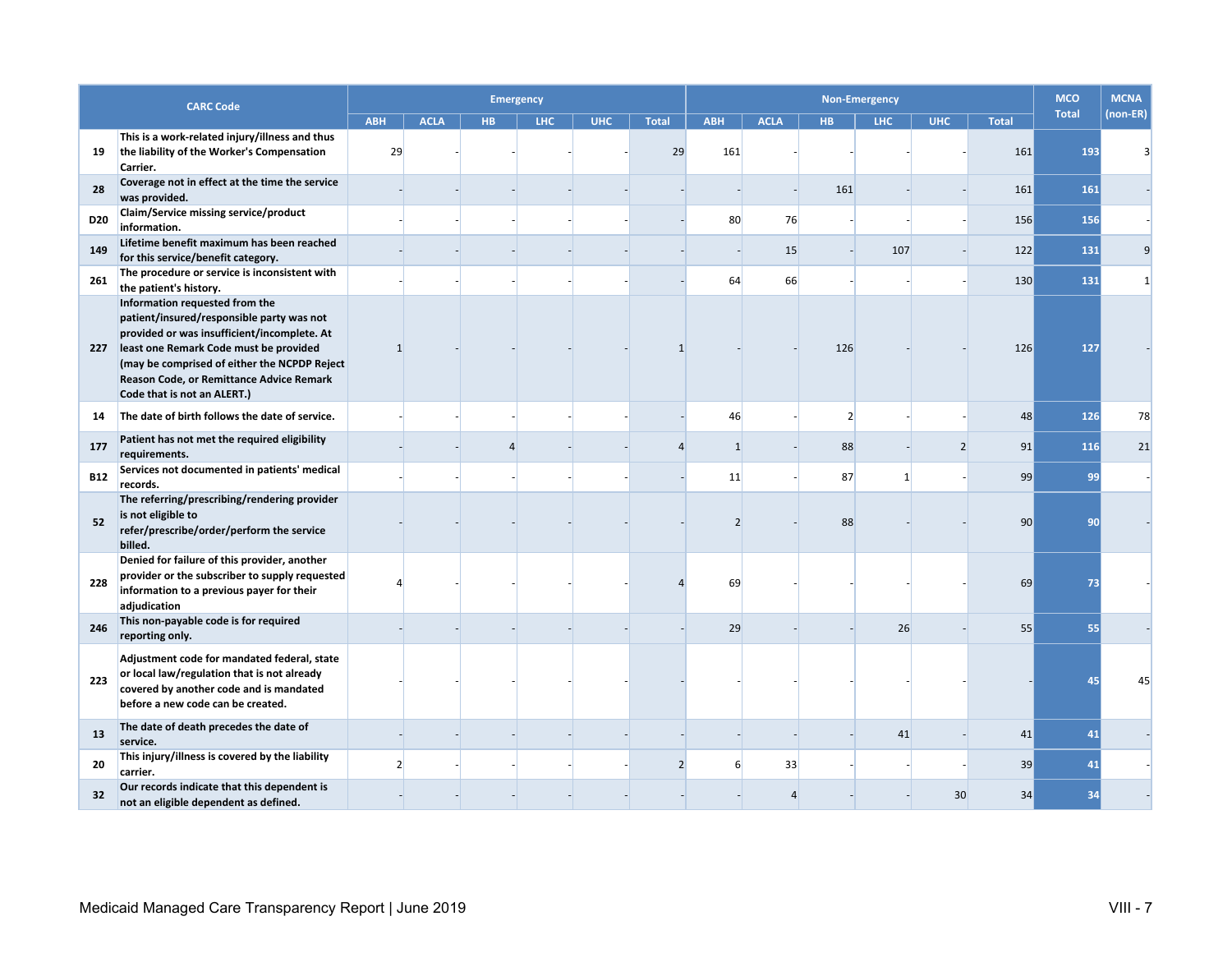| CARC Code | | Emergency | | | | | | Non-Emergency | | | | | | MCO Total | MCNA (non-ER) |
|---|---|---|---|---|---|---|---|---|---|---|---|---|---|---|---|
| | | ABH | ACLA | HB | LHC | UHC | Total | ABH | ACLA | HB | LHC | UHC | Total | | |
| 19 | This is a work-related injury/illness and thus the liability of the Worker's Compensation Carrier. | 29 | - | - | - | - | 29 | 161 | - | - | - | - | 161 | 193 | 3 |
| 28 | Coverage not in effect at the time the service was provided. | - | - | - | - | - | - | - | - | 161 | - | - | 161 | 161 | - |
| D20 | Claim/Service missing service/product information. | - | - | - | - | - | - | 80 | 76 | - | - | - | 156 | 156 | - |
| 149 | Lifetime benefit maximum has been reached for this service/benefit category. | - | - | - | - | - | - | - | 15 | - | 107 | - | 122 | 131 | 9 |
| 261 | The procedure or service is inconsistent with the patient's history. | - | - | - | - | - | - | 64 | 66 | - | - | - | 130 | 131 | 1 |
| 227 | Information requested from the patient/insured/responsible party was not provided or was insufficient/incomplete. At least one Remark Code must be provided (may be comprised of either the NCPDP Reject Reason Code, or Remittance Advice Remark Code that is not an ALERT.) | 1 | - | - | - | - | 1 | - | - | 126 | - | - | 126 | 127 | - |
| 14 | The date of birth follows the date of service. | - | - | - | - | - | - | 46 | - | 2 | - | - | 48 | 126 | 78 |
| 177 | Patient has not met the required eligibility requirements. | - | - | 4 | - | - | 4 | 1 | - | 88 | - | 2 | 91 | 116 | 21 |
| B12 | Services not documented in patients' medical records. | - | - | - | - | - | - | 11 | - | 87 | 1 | - | 99 | 99 | - |
| 52 | The referring/prescribing/rendering provider is not eligible to refer/prescribe/order/perform the service billed. | - | - | - | - | - | - | 2 | - | 88 | - | - | 90 | 90 | - |
| 228 | Denied for failure of this provider, another provider or the subscriber to supply requested information to a previous payer for their adjudication | 4 | - | - | - | - | 4 | 69 | - | - | - | - | 69 | 73 | - |
| 246 | This non-payable code is for required reporting only. | - | - | - | - | - | - | 29 | - | - | 26 | - | 55 | 55 | - |
| 223 | Adjustment code for mandated federal, state or local law/regulation that is not already covered by another code and is mandated before a new code can be created. | - | - | - | - | - | - | - | - | - | - | - | - | 45 | 45 |
| 13 | The date of death precedes the date of service. | - | - | - | - | - | - | - | - | - | 41 | - | 41 | 41 | - |
| 20 | This injury/illness is covered by the liability carrier. | 2 | - | - | - | - | 2 | 6 | 33 | - | - | - | 39 | 41 | - |
| 32 | Our records indicate that this dependent is not an eligible dependent as defined. | - | - | - | - | - | - | - | 4 | - | - | 30 | 34 | 34 | - |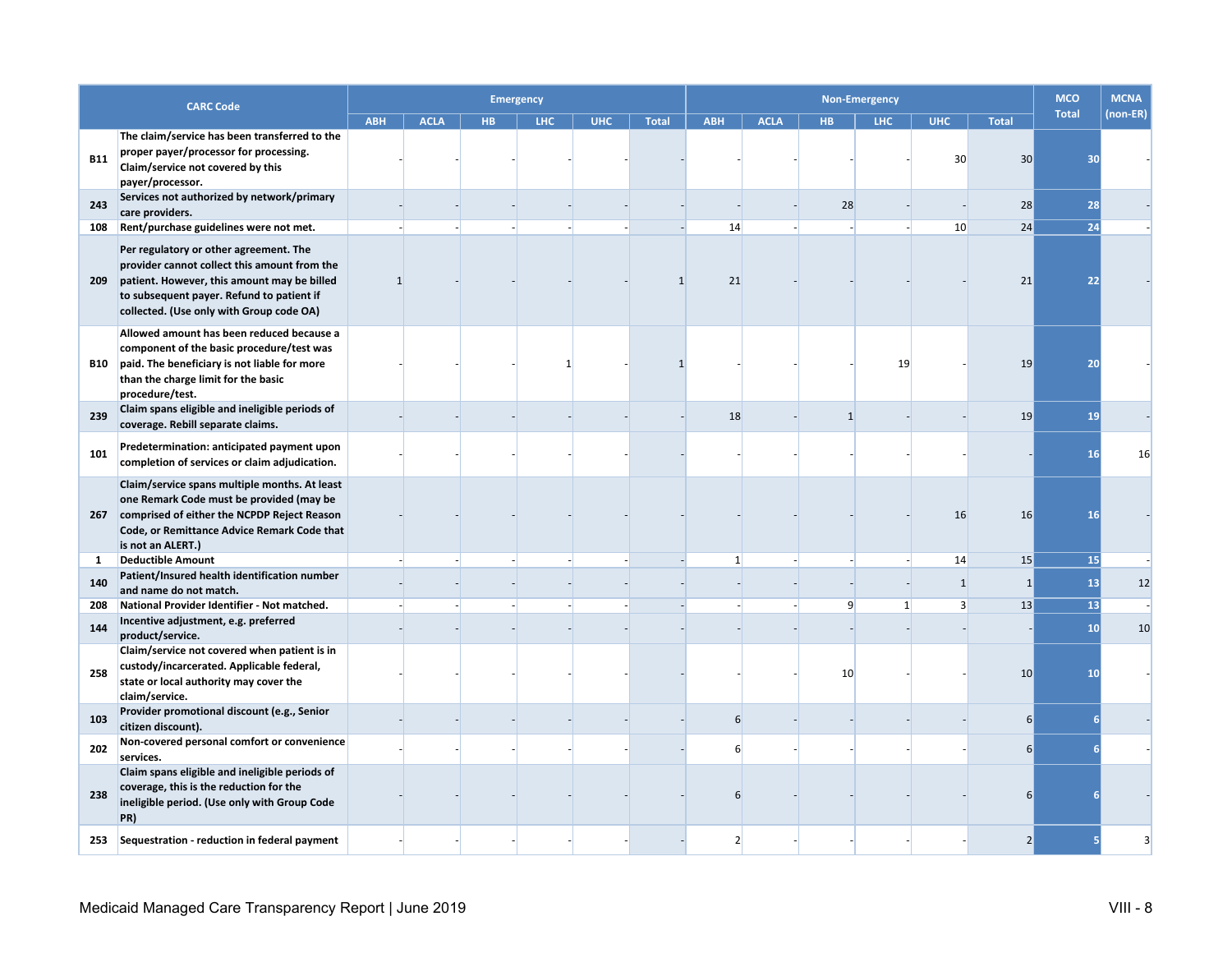| CARC Code | | Emergency | | | | | | Non-Emergency | | | | | | MCO Total | MCNA (non-ER) |
|---|---|---|---|---|---|---|---|---|---|---|---|---|---|---|---|
| | | ABH | ACLA | HB | LHC | UHC | Total | ABH | ACLA | HB | LHC | UHC | Total | | |
| B11 | The claim/service has been transferred to the proper payer/processor for processing. Claim/service not covered by this payer/processor. | - | - | - | - | - | - | - | - | - | - | 30 | 30 | 30 | - |
| 243 | Services not authorized by network/primary care providers. | - | - | - | - | - | - | - | - | 28 | - | - | 28 | 28 | - |
| 108 | Rent/purchase guidelines were not met. | - | - | - | - | - | - | 14 | - | - | - | 10 | 24 | 24 | - |
| 209 | Per regulatory or other agreement. The provider cannot collect this amount from the patient. However, this amount may be billed to subsequent payer. Refund to patient if collected. (Use only with Group code OA) | 1 | - | - | - | - | 1 | 21 | - | - | - | - | 21 | 22 | - |
| B10 | Allowed amount has been reduced because a component of the basic procedure/test was paid. The beneficiary is not liable for more than the charge limit for the basic procedure/test. | - | - | - | 1 | - | 1 | - | - | - | 19 | - | 19 | 20 | - |
| 239 | Claim spans eligible and ineligible periods of coverage. Rebill separate claims. | - | - | - | - | - | - | 18 | - | 1 | - | - | 19 | 19 | - |
| 101 | Predetermination: anticipated payment upon completion of services or claim adjudication. | - | - | - | - | - | - | - | - | - | - | - | - | 16 | 16 |
| 267 | Claim/service spans multiple months. At least one Remark Code must be provided (may be comprised of either the NCPDP Reject Reason Code, or Remittance Advice Remark Code that is not an ALERT.) | - | - | - | - | - | - | - | - | - | - | 16 | 16 | 16 | - |
| 1 | Deductible Amount | - | - | - | - | - | - | 1 | - | - | - | 14 | 15 | 15 | - |
| 140 | Patient/Insured health identification number and name do not match. | - | - | - | - | - | - | - | - | - | - | 1 | 1 | 13 | 12 |
| 208 | National Provider Identifier - Not matched. | - | - | - | - | - | - | - | - | 9 | 1 | 3 | 13 | 13 | - |
| 144 | Incentive adjustment, e.g. preferred product/service. | - | - | - | - | - | - | - | - | - | - | - | - | 10 | 10 |
| 258 | Claim/service not covered when patient is in custody/incarcerated. Applicable federal, state or local authority may cover the claim/service. | - | - | - | - | - | - | - | - | 10 | - | - | 10 | 10 | - |
| 103 | Provider promotional discount (e.g., Senior citizen discount). | - | - | - | - | - | - | 6 | - | - | - | - | 6 | 6 | - |
| 202 | Non-covered personal comfort or convenience services. | - | - | - | - | - | - | 6 | - | - | - | - | 6 | 6 | - |
| 238 | Claim spans eligible and ineligible periods of coverage, this is the reduction for the ineligible period. (Use only with Group Code PR) | - | - | - | - | - | - | 6 | - | - | - | - | 6 | 6 | - |
| 253 | Sequestration - reduction in federal payment | - | - | - | - | - | - | 2 | - | - | - | - | 2 | 5 | 3 |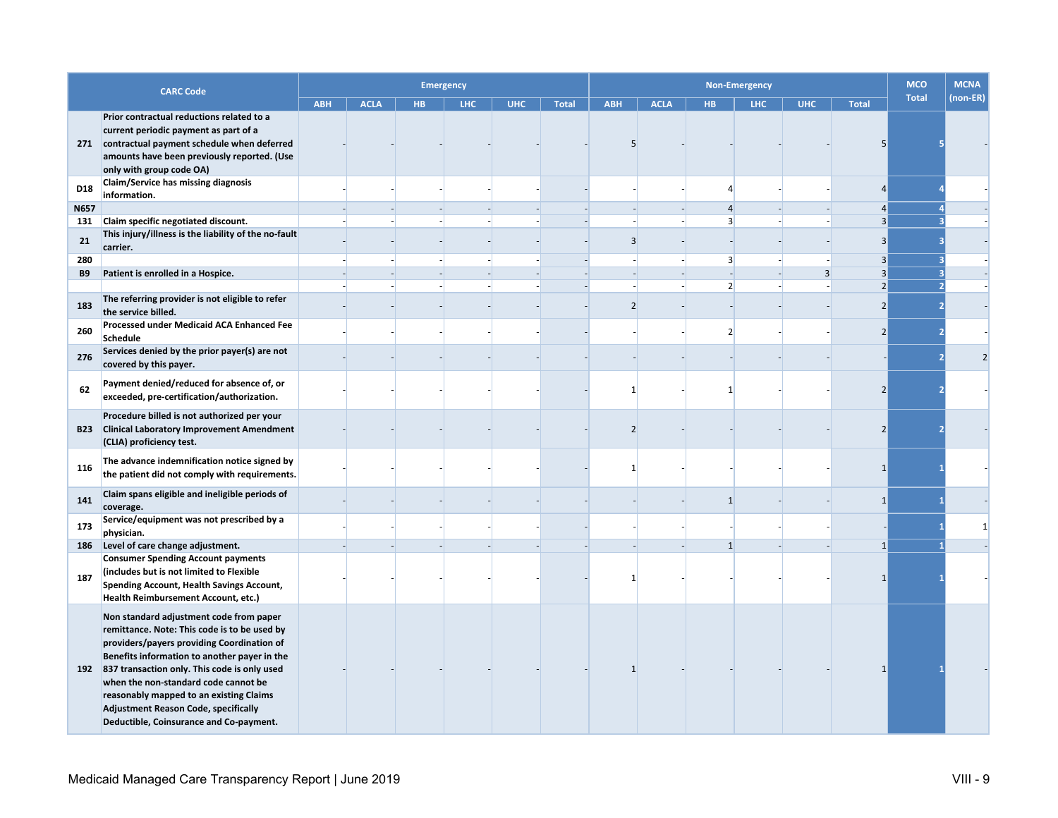| CARC Code | | Emergency | | | | | | Non-Emergency | | | | | | MCO Total | MCNA (non-ER) |
|---|---|---|---|---|---|---|---|---|---|---|---|---|---|---|---|
| | | ABH | ACLA | HB | LHC | UHC | Total | ABH | ACLA | HB | LHC | UHC | Total | | |
| 271 | Prior contractual reductions related to a current periodic payment as part of a contractual payment schedule when deferred amounts have been previously reported. (Use only with group code OA) | - | - | - | - | - | - | 5 | - | - | - | - | 5 | 5 | - |
| D18 | Claim/Service has missing diagnosis information. | - | - | - | - | - | - | - | - | 4 | - | - | 4 | 4 | - |
| N657 | | - | - | - | - | - | - | - | - | 4 | - | - | 4 | 4 | - |
| 131 | Claim specific negotiated discount. | - | - | - | - | - | - | - | - | 3 | - | - | 3 | 3 | - |
| 21 | This injury/illness is the liability of the no-fault carrier. | - | - | - | - | - | - | 3 | - | - | - | - | 3 | 3 | - |
| 280 | | - | - | - | - | - | - | - | - | 3 | - | - | 3 | 3 | - |
| B9 | Patient is enrolled in a Hospice. | - | - | - | - | - | - | - | - | - | - | 3 | 3 | 3 | - |
| | | - | - | - | - | - | - | - | - | 2 | - | - | 2 | 2 | - |
| 183 | The referring provider is not eligible to refer the service billed. | - | - | - | - | - | - | 2 | - | - | - | - | 2 | 2 | - |
| 260 | Processed under Medicaid ACA Enhanced Fee Schedule | - | - | - | - | - | - | - | - | 2 | - | - | 2 | 2 | - |
| 276 | Services denied by the prior payer(s) are not covered by this payer. | - | - | - | - | - | - | - | - | - | - | - | - | 2 | 2 |
| 62 | Payment denied/reduced for absence of, or exceeded, pre-certification/authorization. | - | - | - | - | - | - | 1 | - | 1 | - | - | 2 | 2 | - |
| B23 | Procedure billed is not authorized per your Clinical Laboratory Improvement Amendment (CLIA) proficiency test. | - | - | - | - | - | - | 2 | - | - | - | - | 2 | 2 | - |
| 116 | The advance indemnification notice signed by the patient did not comply with requirements. | - | - | - | - | - | - | 1 | - | - | - | - | 1 | 1 | - |
| 141 | Claim spans eligible and ineligible periods of coverage. | - | - | - | - | - | - | - | - | 1 | - | - | 1 | 1 | - |
| 173 | Service/equipment was not prescribed by a physician. | - | - | - | - | - | - | - | - | - | - | - | - | 1 | 1 |
| 186 | Level of care change adjustment. | - | - | - | - | - | - | - | - | 1 | - | - | 1 | 1 | - |
| 187 | Consumer Spending Account payments (includes but is not limited to Flexible Spending Account, Health Savings Account, Health Reimbursement Account, etc.) | - | - | - | - | - | - | 1 | - | - | - | - | 1 | 1 | - |
| 192 | Non standard adjustment code from paper remittance. Note: This code is to be used by providers/payers providing Coordination of Benefits information to another payer in the 837 transaction only. This code is only used when the non-standard code cannot be reasonably mapped to an existing Claims Adjustment Reason Code, specifically Deductible, Coinsurance and Co-payment. | - | - | - | - | - | - | 1 | - | - | - | - | 1 | 1 | - |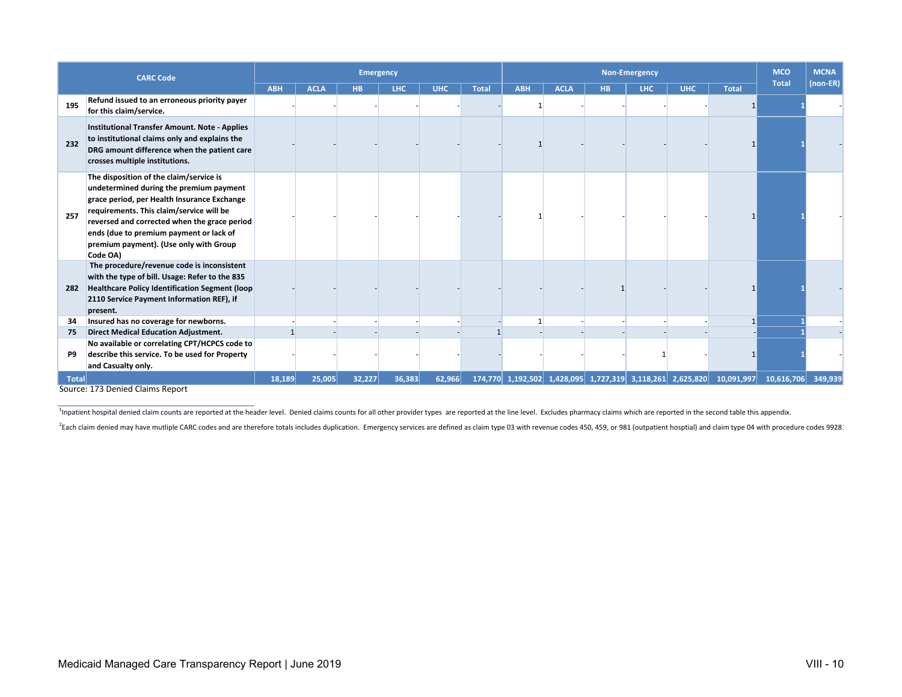| CARC Code | | Emergency | | | | | | Non-Emergency | | | | | | MCO Total | MCNA (non-ER) |
|---|---|---|---|---|---|---|---|---|---|---|---|---|---|---|---|
| | | ABH | ACLA | HB | LHC | UHC | Total | ABH | ACLA | HB | LHC | UHC | Total | | |
| 195 | Refund issued to an erroneous priority payer for this claim/service. | - | - | - | - | - | - | 1 | - | - | - | - | 1 | 1 | - |
| 232 | Institutional Transfer Amount. Note - Applies to institutional claims only and explains the DRG amount difference when the patient care crosses multiple institutions. | - | - | - | - | - | - | 1 | - | - | - | - | 1 | 1 | - |
| 257 | The disposition of the claim/service is undetermined during the premium payment grace period, per Health Insurance Exchange requirements. This claim/service will be reversed and corrected when the grace period ends (due to premium payment or lack of premium payment). (Use only with Group Code OA) | - | - | - | - | - | - | 1 | - | - | - | - | 1 | 1 | - |
| 282 | The procedure/revenue code is inconsistent with the type of bill. Usage: Refer to the 835 Healthcare Policy Identification Segment (loop 2110 Service Payment Information REF), if present. | - | - | - | - | - | - | - | - | 1 | - | - | 1 | 1 | - |
| 34 | Insured has no coverage for newborns. | - | - | - | - | - | - | 1 | - | - | - | - | 1 | 1 | - |
| 75 | Direct Medical Education Adjustment. | 1 | - | - | - | - | 1 | - | - | - | - | - | - | 1 | - |
| P9 | No available or correlating CPT/HCPCS code to describe this service. To be used for Property and Casualty only. | - | - | - | - | - | - | - | - | - | 1 | - | 1 | 1 | - |
| Total | | 18,189 | 25,005 | 32,227 | 36,383 | 62,966 | 174,770 | 1,192,502 | 1,428,095 | 1,727,319 | 3,118,261 | 2,625,820 | 10,091,997 | 10,616,706 | 349,939 |

Source: 173 Denied Claims Report

[1]Inpatient hospital denied claim counts are reported at the header level. Denied claims counts for all other provider types are reported at the line level. Excludes pharmacy claims which are reported in the second table this appendix.

[2]Each claim denied may have mutliple CARC codes and are therefore totals includes duplication. Emergency services are defined as claim type 03 with revenue codes 450, 459, or 981 (outpatient hosptial) and claim type 04 with procedure codes 9928: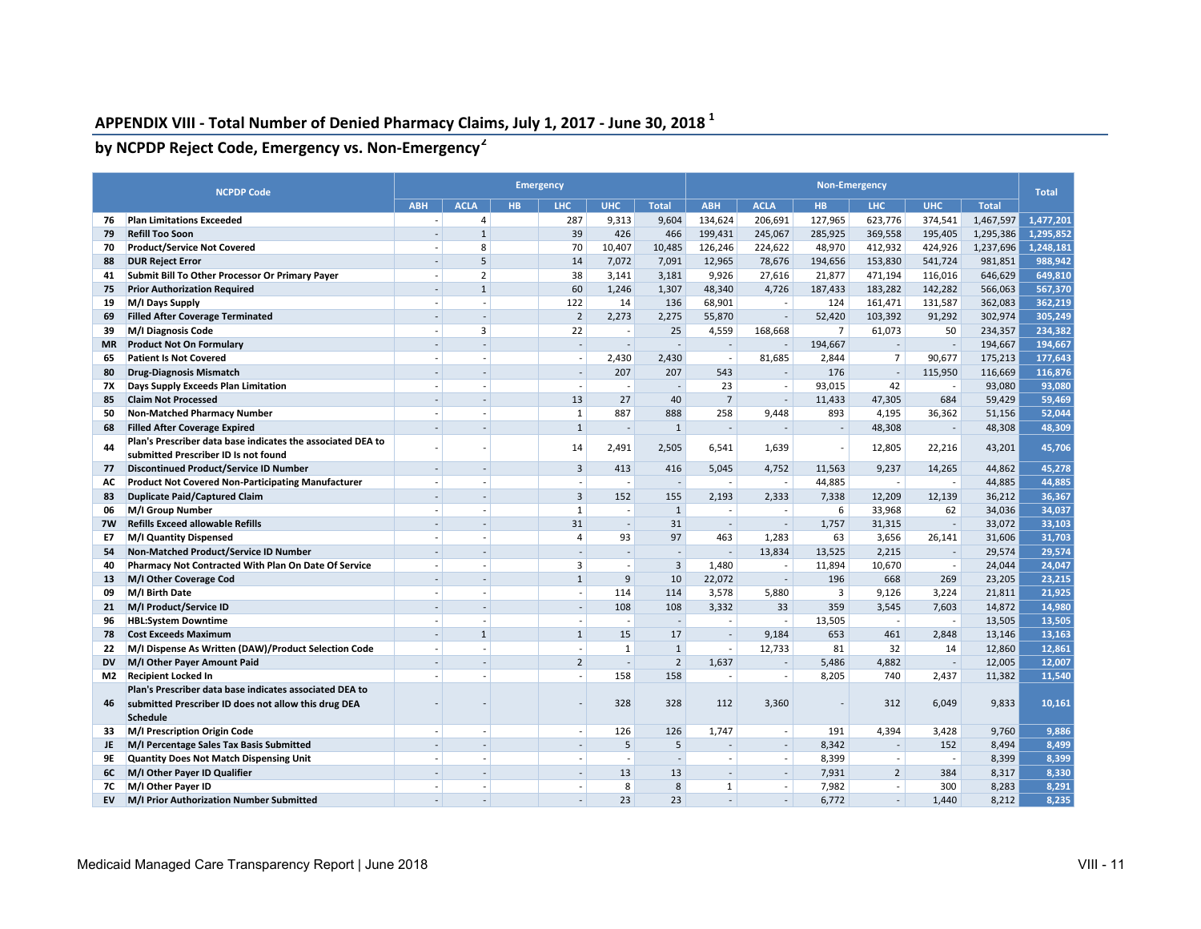## APPENDIX VIII - Total Number of Denied Pharmacy Claims, July 1, 2017 - June 30, 2018 [1]

## by NCPDP Reject Code, Emergency vs. Non-Emergency [2]

| NCPDP Code | | Emergency | | | | | | Non-Emergency | | | | | | Total |
|---|---|---|---|---|---|---|---|---|---|---|---|---|---|---|
| | | ABH | ACLA | HB | LHC | UHC | Total | ABH | ACLA | HB | LHC | UHC | Total | |
| 76 | Plan Limitations Exceeded | - | 4 | | 287 | 9,313 | 9,604 | 134,624 | 206,691 | 127,965 | 623,776 | 374,541 | 1,467,597 | 1,477,201 |
| 79 | Refill Too Soon | - | 1 | | 39 | 426 | 466 | 199,431 | 245,067 | 285,925 | 369,558 | 195,405 | 1,295,386 | 1,295,852 |
| 70 | Product/Service Not Covered | - | 8 | | 70 | 10,407 | 10,485 | 126,246 | 224,622 | 48,970 | 412,932 | 424,926 | 1,237,696 | 1,248,181 |
| 88 | DUR Reject Error | - | 5 | | 14 | 7,072 | 7,091 | 12,965 | 78,676 | 194,656 | 153,830 | 541,724 | 981,851 | 988,942 |
| 41 | Submit Bill To Other Processor Or Primary Payer | - | 2 | | 38 | 3,141 | 3,181 | 9,926 | 27,616 | 21,877 | 471,194 | 116,016 | 646,629 | 649,810 |
| 75 | Prior Authorization Required | - | 1 | | 60 | 1,246 | 1,307 | 48,340 | 4,726 | 187,433 | 183,282 | 142,282 | 566,063 | 567,370 |
| 19 | M/I Days Supply | - | - | | 122 | 14 | 136 | 68,901 | - | 124 | 161,471 | 131,587 | 362,083 | 362,219 |
| 69 | Filled After Coverage Terminated | - | - | | 2 | 2,273 | 2,275 | 55,870 | - | 52,420 | 103,392 | 91,292 | 302,974 | 305,249 |
| 39 | M/I Diagnosis Code | - | 3 | | 22 | - | 25 | 4,559 | 168,668 | 7 | 61,073 | 50 | 234,357 | 234,382 |
| MR | Product Not On Formulary | - | - | | - | - | - | - | - | 194,667 | - | - | 194,667 | 194,667 |
| 65 | Patient Is Not Covered | - | - | | - | 2,430 | 2,430 | - | 81,685 | 2,844 | 7 | 90,677 | 175,213 | 177,643 |
| 80 | Drug-Diagnosis Mismatch | - | - | | - | 207 | 207 | 543 | - | 176 | - | 115,950 | 116,669 | 116,876 |
| 7X | Days Supply Exceeds Plan Limitation | - | - | | - | - | - | 23 | - | 93,015 | 42 | - | 93,080 | 93,080 |
| 85 | Claim Not Processed | - | - | | 13 | 27 | 40 | 7 | - | 11,433 | 47,305 | 684 | 59,429 | 59,469 |
| 50 | Non-Matched Pharmacy Number | - | - | | 1 | 887 | 888 | 258 | 9,448 | 893 | 4,195 | 36,362 | 51,156 | 52,044 |
| 68 | Filled After Coverage Expired | - | - | | 1 | - | 1 | - | - | - | 48,308 | - | 48,308 | 48,309 |
| 44 | Plan's Prescriber data base indicates the associated DEA to submitted Prescriber ID Is not found | - | - | | 14 | 2,491 | 2,505 | 6,541 | 1,639 | - | 12,805 | 22,216 | 43,201 | 45,706 |
| 77 | Discontinued Product/Service ID Number | - | - | | 3 | 413 | 416 | 5,045 | 4,752 | 11,563 | 9,237 | 14,265 | 44,862 | 45,278 |
| AC | Product Not Covered Non-Participating Manufacturer | - | - | | - | - | - | - | - | 44,885 | - | - | 44,885 | 44,885 |
| 83 | Duplicate Paid/Captured Claim | - | - | | 3 | 152 | 155 | 2,193 | 2,333 | 7,338 | 12,209 | 12,139 | 36,212 | 36,367 |
| 06 | M/I Group Number | - | - | | 1 | - | 1 | - | - | 6 | 33,968 | 62 | 34,036 | 34,037 |
| 7W | Refills Exceed allowable Refills | - | - | | 31 | - | 31 | - | - | 1,757 | 31,315 | - | 33,072 | 33,103 |
| E7 | M/I Quantity Dispensed | - | - | | 4 | 93 | 97 | 463 | 1,283 | 63 | 3,656 | 26,141 | 31,606 | 31,703 |
| 54 | Non-Matched Product/Service ID Number | - | - | | - | - | - | - | 13,834 | 13,525 | 2,215 | - | 29,574 | 29,574 |
| 40 | Pharmacy Not Contracted With Plan On Date Of Service | - | - | | 3 | - | 3 | 1,480 | - | 11,894 | 10,670 | - | 24,044 | 24,047 |
| 13 | M/I Other Coverage Cod | - | - | | 1 | 9 | 10 | 22,072 | - | 196 | 668 | 269 | 23,205 | 23,215 |
| 09 | M/I Birth Date | - | - | | - | 114 | 114 | 3,578 | 5,880 | 3 | 9,126 | 3,224 | 21,811 | 21,925 |
| 21 | M/I Product/Service ID | - | - | | - | 108 | 108 | 3,332 | 33 | 359 | 3,545 | 7,603 | 14,872 | 14,980 |
| 96 | HBL:System Downtime | - | - | | - | - | - | - | - | 13,505 | - | - | 13,505 | 13,505 |
| 78 | Cost Exceeds Maximum | - | 1 | | 1 | 15 | 17 | - | 9,184 | 653 | 461 | 2,848 | 13,146 | 13,163 |
| 22 | M/I Dispense As Written (DAW)/Product Selection Code | - | - | | - | 1 | 1 | - | 12,733 | 81 | 32 | 14 | 12,860 | 12,861 |
| DV | M/I Other Payer Amount Paid | - | - | | 2 | - | 2 | 1,637 | - | 5,486 | 4,882 | - | 12,005 | 12,007 |
| M2 | Recipient Locked In | - | - | | - | 158 | 158 | - | - | 8,205 | 740 | 2,437 | 11,382 | 11,540 |
| 46 | Plan's Prescriber data base indicates associated DEA to submitted Prescriber ID does not allow this drug DEA Schedule | - | - | | - | 328 | 328 | 112 | 3,360 | - | 312 | 6,049 | 9,833 | 10,161 |
| 33 | M/I Prescription Origin Code | - | - | | - | 126 | 126 | 1,747 | - | 191 | 4,394 | 3,428 | 9,760 | 9,886 |
| JE | M/I Percentage Sales Tax Basis Submitted | - | - | | - | 5 | 5 | - | - | 8,342 | - | 152 | 8,494 | 8,499 |
| 9E | Quantity Does Not Match Dispensing Unit | - | - | | - | - | - | - | - | 8,399 | - | - | 8,399 | 8,399 |
| 6C | M/I Other Payer ID Qualifier | - | - | | - | 13 | 13 | - | - | 7,931 | 2 | 384 | 8,317 | 8,330 |
| 7C | M/I Other Payer ID | - | - | | - | 8 | 8 | 1 | - | 7,982 | - | 300 | 8,283 | 8,291 |
| EV | M/I Prior Authorization Number Submitted | - | - | | - | 23 | 23 | - | - | 6,772 | - | 1,440 | 8,212 | 8,235 |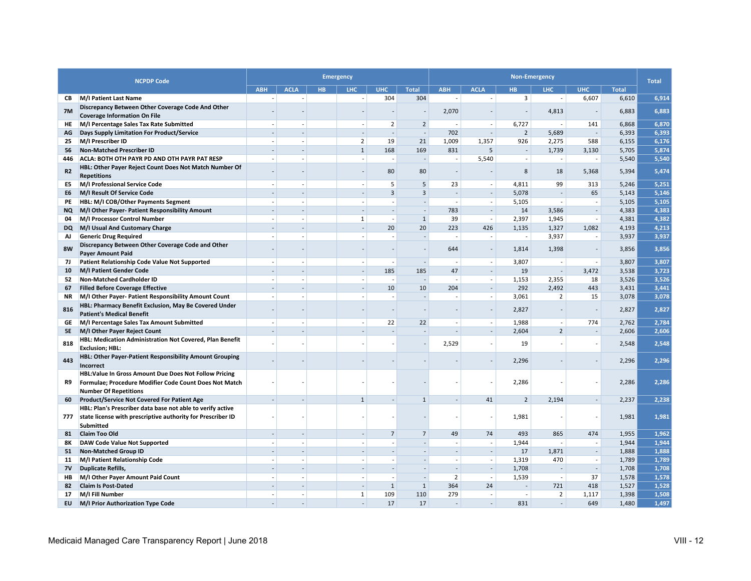| NCPDP Code | | Emergency | | | | | | Non-Emergency | | | | | | Total |
|---|---|---|---|---|---|---|---|---|---|---|---|---|---|---|
| | | ABH | ACLA | HB | LHC | UHC | Total | ABH | ACLA | HB | LHC | UHC | Total | |
| CB | M/I Patient Last Name | - | - | | - | 304 | 304 | - | - | 3 | - | 6,607 | 6,610 | 6,914 |
| 7M | Discrepancy Between Other Coverage Code And Other Coverage Information On File | - | - | | - | - | - | 2,070 | - | - | 4,813 | - | 6,883 | 6,883 |
| HE | M/I Percentage Sales Tax Rate Submitted | - | - | | - | 2 | 2 | - | - | 6,727 | - | 141 | 6,868 | 6,870 |
| AG | Days Supply Limitation For Product/Service | - | - | | - | - | - | 702 | - | 2 | 5,689 | - | 6,393 | 6,393 |
| 25 | M/I Prescriber ID | - | - | | 2 | 19 | 21 | 1,009 | 1,357 | 926 | 2,275 | 588 | 6,155 | 6,176 |
| 56 | Non-Matched Prescriber ID | - | - | | 1 | 168 | 169 | 831 | 5 | - | 1,739 | 3,130 | 5,705 | 5,874 |
| 446 | ACLA: BOTH OTH PAYR PD AND OTH PAYR PAT RESP | - | - | | - | - | - | - | 5,540 | - | - | - | 5,540 | 5,540 |
| R2 | HBL: Other Payer Reject Count Does Not Match Number Of Repetitions | - | - | | - | 80 | 80 | - | - | 8 | 18 | 5,368 | 5,394 | 5,474 |
| E5 | M/I Professional Service Code | - | - | | - | 5 | 5 | 23 | - | 4,811 | 99 | 313 | 5,246 | 5,251 |
| E6 | M/I Result Of Service Code | - | - | | - | 3 | 3 | - | - | 5,078 | - | 65 | 5,143 | 5,146 |
| PE | HBL: M/I COB/Other Payments Segment | - | - | | - | - | - | - | - | 5,105 | - | - | 5,105 | 5,105 |
| NQ | M/I Other Payer- Patient Responsibility Amount | - | - | | - | - | - | 783 | - | 14 | 3,586 | - | 4,383 | 4,383 |
| 04 | M/I Processor Control Number | - | - | | 1 | - | 1 | 39 | - | 2,397 | 1,945 | - | 4,381 | 4,382 |
| DQ | M/I Usual And Customary Charge | - | - | | - | 20 | 20 | 223 | 426 | 1,135 | 1,327 | 1,082 | 4,193 | 4,213 |
| AJ | Generic Drug Required | - | - | | - | - | - | - | - | - | 3,937 | - | 3,937 | 3,937 |
| 8W | Discrepancy Between Other Coverage Code and Other Payer Amount Paid | - | - | | - | - | - | 644 | - | 1,814 | 1,398 | - | 3,856 | 3,856 |
| 7J | Patient Relationship Code Value Not Supported | - | - | | - | - | - | - | - | 3,807 | - | - | 3,807 | 3,807 |
| 10 | M/I Patient Gender Code | - | - | | - | 185 | 185 | 47 | - | 19 | - | 3,472 | 3,538 | 3,723 |
| 52 | Non-Matched Cardholder ID | - | - | | - | - | - | - | - | 1,153 | 2,355 | 18 | 3,526 | 3,526 |
| 67 | Filled Before Coverage Effective | - | - | | - | 10 | 10 | 204 | - | 292 | 2,492 | 443 | 3,431 | 3,441 |
| NR | M/I Other Payer- Patient Responsibility Amount Count | - | - | | - | - | - | - | - | 3,061 | 2 | 15 | 3,078 | 3,078 |
| 816 | HBL: Pharmacy Benefit Exclusion, May Be Covered Under Patient's Medical Benefit | - | - | | - | - | - | - | - | 2,827 | - | - | 2,827 | 2,827 |
| GE | M/I Percentage Sales Tax Amount Submitted | - | - | | - | 22 | 22 | - | - | 1,988 | - | 774 | 2,762 | 2,784 |
| 5E | M/I Other Payer Reject Count | - | - | | - | - | - | - | - | 2,604 | 2 | - | 2,606 | 2,606 |
| 818 | HBL: Medication Administration Not Covered, Plan Benefit Exclusion; HBL: | - | - | | - | - | - | 2,529 | - | 19 | - | - | 2,548 | 2,548 |
| 443 | HBL: Other Payer-Patient Responsibility Amount Grouping Incorrect | - | - | | - | - | - | - | - | 2,296 | - | - | 2,296 | 2,296 |
| R9 | HBL:Value In Gross Amount Due Does Not Follow Pricing Formulae; Procedure Modifier Code Count Does Not Match Number Of Repetitions | - | - | | - | - | - | - | - | 2,286 | - | - | 2,286 | 2,286 |
| 60 | Product/Service Not Covered For Patient Age | - | - | | 1 | - | 1 | - | 41 | 2 | 2,194 | - | 2,237 | 2,238 |
| 777 | HBL: Plan's Prescriber data base not able to verify active state license with prescriptive authority for Prescriber ID Submitted | - | - | | - | - | - | - | - | 1,981 | - | - | 1,981 | 1,981 |
| 81 | Claim Too Old | - | - | | - | 7 | 7 | 49 | 74 | 493 | 865 | 474 | 1,955 | 1,962 |
| 8K | DAW Code Value Not Supported | - | - | | - | - | - | - | - | 1,944 | - | - | 1,944 | 1,944 |
| 51 | Non-Matched Group ID | - | - | | - | - | - | - | - | 17 | 1,871 | - | 1,888 | 1,888 |
| 11 | M/I Patient Relationship Code | - | - | | - | - | - | - | - | 1,319 | 470 | - | 1,789 | 1,789 |
| 7V | Duplicate Refills, | - | - | | - | - | - | - | - | 1,708 | - | - | 1,708 | 1,708 |
| HB | M/I Other Payer Amount Paid Count | - | - | | - | - | - | 2 | - | 1,539 | - | 37 | 1,578 | 1,578 |
| 82 | Claim Is Post-Dated | - | - | | - | 1 | 1 | 364 | 24 | - | 721 | 418 | 1,527 | 1,528 |
| 17 | M/I Fill Number | - | - | | 1 | 109 | 110 | 279 | - | - | 2 | 1,117 | 1,398 | 1,508 |
| EU | M/I Prior Authorization Type Code | - | - | | - | 17 | 17 | - | - | 831 | - | 649 | 1,480 | 1,497 |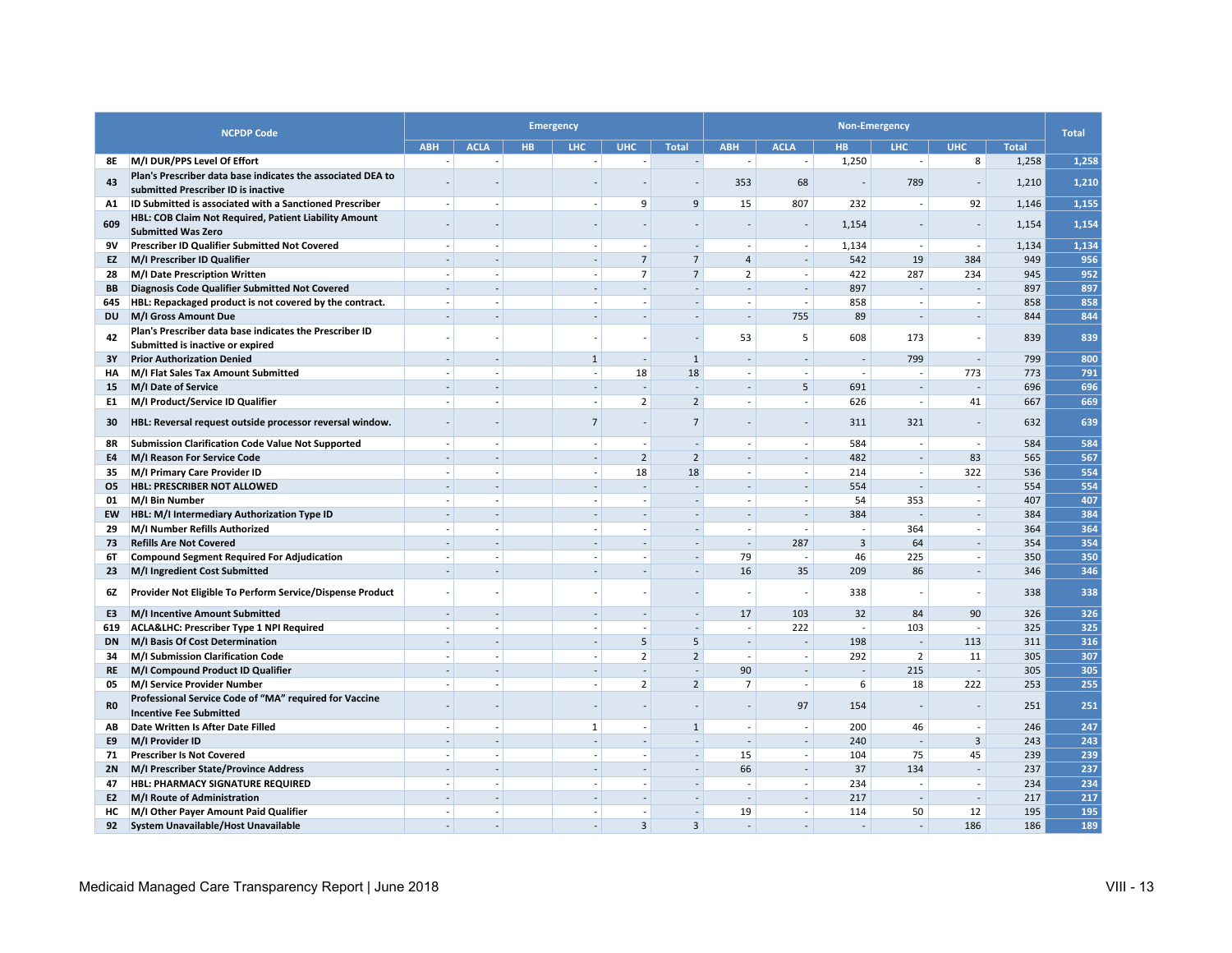| NCPDP Code | | Emergency | | | | | | Non-Emergency | | | | | | Total |
|---|---|---|---|---|---|---|---|---|---|---|---|---|---|---|
| | | ABH | ACLA | HB | LHC | UHC | Total | ABH | ACLA | HB | LHC | UHC | Total | |
| 8E | M/I DUR/PPS Level Of Effort | - | - | | - | - | - | - | - | 1,250 | - | 8 | 1,258 | 1,258 |
| 43 | Plan's Prescriber data base indicates the associated DEA to submitted Prescriber ID is inactive | - | - | | - | - | - | 353 | 68 | - | 789 | - | 1,210 | 1,210 |
| A1 | ID Submitted is associated with a Sanctioned Prescriber | - | - | | - | 9 | 9 | 15 | 807 | 232 | - | 92 | 1,146 | 1,155 |
| 609 | HBL: COB Claim Not Required, Patient Liability Amount Submitted Was Zero | - | - | | - | - | - | - | - | 1,154 | - | - | 1,154 | 1,154 |
| 9V | Prescriber ID Qualifier Submitted Not Covered | - | - | | - | - | - | - | - | 1,134 | - | - | 1,134 | 1,134 |
| EZ | M/I Prescriber ID Qualifier | - | - | | - | 7 | 7 | 4 | - | 542 | 19 | 384 | 949 | 956 |
| 28 | M/I Date Prescription Written | - | - | | - | 7 | 7 | 2 | - | 422 | 287 | 234 | 945 | 952 |
| BB | Diagnosis Code Qualifier Submitted Not Covered | - | - | | - | - | - | - | - | 897 | - | - | 897 | 897 |
| 645 | HBL: Repackaged product is not covered by the contract. | - | - | | - | - | - | - | - | 858 | - | - | 858 | 858 |
| DU | M/I Gross Amount Due | - | - | | - | - | - | - | 755 | 89 | - | - | 844 | 844 |
| 42 | Plan's Prescriber data base indicates the Prescriber ID Submitted is inactive or expired | - | - | | - | - | - | 53 | 5 | 608 | 173 | - | 839 | 839 |
| 3Y | Prior Authorization Denied | - | - | | 1 | - | 1 | - | - | - | 799 | - | 799 | 800 |
| HA | M/I Flat Sales Tax Amount Submitted | - | - | | - | 18 | 18 | - | - | - | - | 773 | 773 | 791 |
| 15 | M/I Date of Service | - | - | | - | - | - | - | 5 | 691 | - | - | 696 | 696 |
| E1 | M/I Product/Service ID Qualifier | - | - | | - | 2 | 2 | - | - | 626 | - | 41 | 667 | 669 |
| 30 | HBL: Reversal request outside processor reversal window. | - | - | | 7 | - | 7 | - | - | 311 | 321 | - | 632 | 639 |
| 8R | Submission Clarification Code Value Not Supported | - | - | | - | - | - | - | - | 584 | - | - | 584 | 584 |
| E4 | M/I Reason For Service Code | - | - | | - | 2 | 2 | - | - | 482 | - | 83 | 565 | 567 |
| 35 | M/I Primary Care Provider ID | - | - | | - | 18 | 18 | - | - | 214 | - | 322 | 536 | 554 |
| O5 | HBL: PRESCRIBER NOT ALLOWED | - | - | | - | - | - | - | - | 554 | - | - | 554 | 554 |
| 01 | M/I Bin Number | - | - | | - | - | - | - | - | 54 | 353 | - | 407 | 407 |
| EW | HBL: M/I Intermediary Authorization Type ID | - | - | | - | - | - | - | - | 384 | - | - | 384 | 384 |
| 29 | M/I Number Refills Authorized | - | - | | - | - | - | - | - | - | 364 | - | 364 | 364 |
| 73 | Refills Are Not Covered | - | - | | - | - | - | - | 287 | 3 | 64 | - | 354 | 354 |
| 6T | Compound Segment Required For Adjudication | - | - | | - | - | - | 79 | - | 46 | 225 | - | 350 | 350 |
| 23 | M/I Ingredient Cost Submitted | - | - | | - | - | - | 16 | 35 | 209 | 86 | - | 346 | 346 |
| 6Z | Provider Not Eligible To Perform Service/Dispense Product | - | - | | - | - | - | - | - | 338 | - | - | 338 | 338 |
| E3 | M/I Incentive Amount Submitted | - | - | | - | - | - | 17 | 103 | 32 | 84 | 90 | 326 | 326 |
| 619 | ACLA&LHC: Prescriber Type 1 NPI Required | - | - | | - | - | - | - | 222 | - | 103 | - | 325 | 325 |
| DN | M/I Basis Of Cost Determination | - | - | | - | 5 | 5 | - | - | 198 | - | 113 | 311 | 316 |
| 34 | M/I Submission Clarification Code | - | - | | - | 2 | 2 | - | - | 292 | 2 | 11 | 305 | 307 |
| RE | M/I Compound Product ID Qualifier | - | - | | - | - | - | 90 | - | - | 215 | - | 305 | 305 |
| 05 | M/I Service Provider Number | - | - | | - | 2 | 2 | 7 | - | 6 | 18 | 222 | 253 | 255 |
| R0 | Professional Service Code of "MA" required for Vaccine Incentive Fee Submitted | - | - | | - | - | - | - | 97 | 154 | - | - | 251 | 251 |
| AB | Date Written Is After Date Filled | - | - | | 1 | - | 1 | - | - | 200 | 46 | - | 246 | 247 |
| E9 | M/I Provider ID | - | - | | - | - | - | - | - | 240 | - | 3 | 243 | 243 |
| 71 | Prescriber Is Not Covered | - | - | | - | - | - | 15 | - | 104 | 75 | 45 | 239 | 239 |
| 2N | M/I Prescriber State/Province Address | - | - | | - | - | - | 66 | - | 37 | 134 | - | 237 | 237 |
| 47 | HBL: PHARMACY SIGNATURE REQUIRED | - | - | | - | - | - | - | - | 234 | - | - | 234 | 234 |
| E2 | M/I Route of Administration | - | - | | - | - | - | - | - | 217 | - | - | 217 | 217 |
| HC | M/I Other Payer Amount Paid Qualifier | - | - | | - | - | - | 19 | - | 114 | 50 | 12 | 195 | 195 |
| 92 | System Unavailable/Host Unavailable | - | - | | - | 3 | 3 | - | - | - | - | 186 | 186 | 189 |

Medicaid Managed Care Transparency Report | June 2018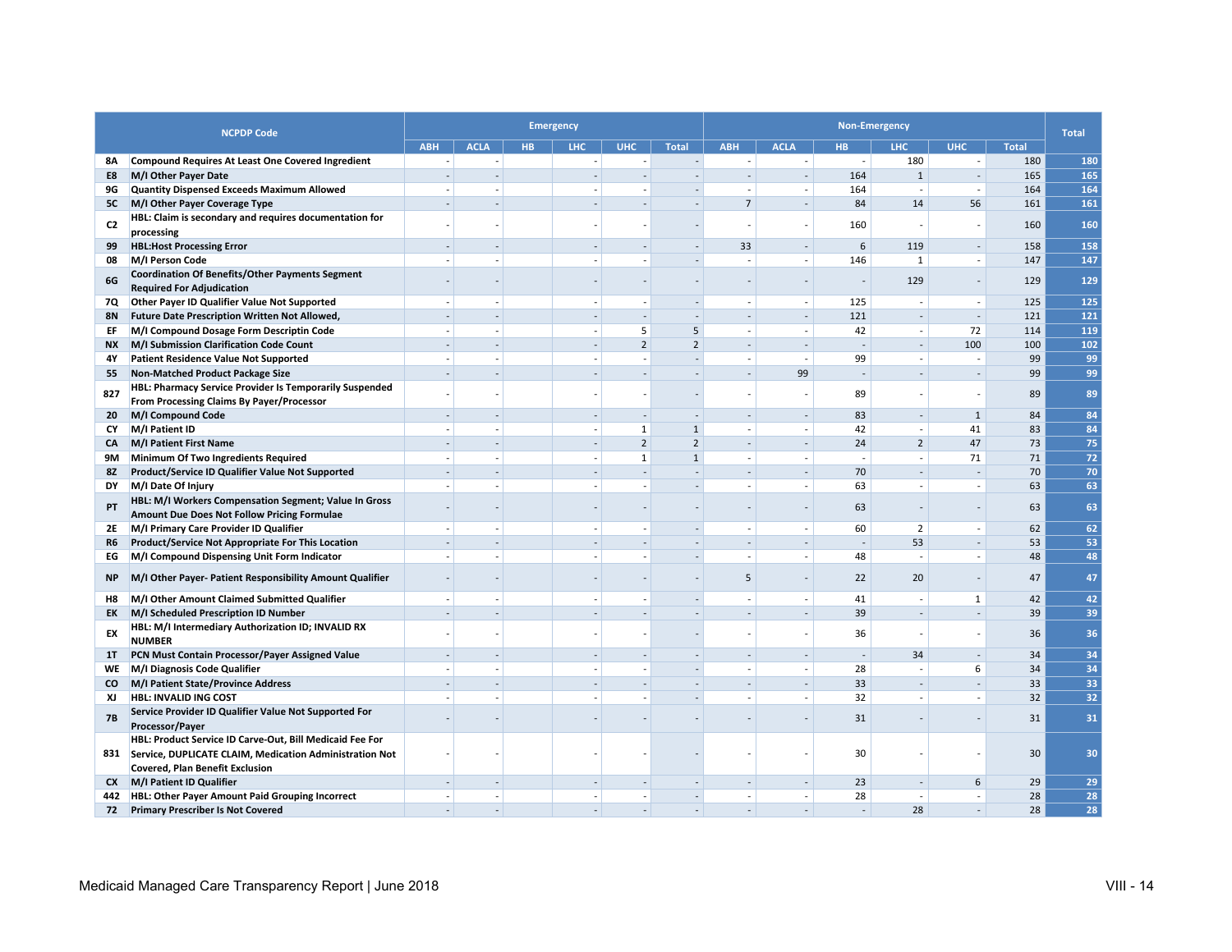| NCPDP Code | | Emergency | | | | | | Non-Emergency | | | | | | Total |
|---|---|---|---|---|---|---|---|---|---|---|---|---|---|---|
| | | ABH | ACLA | HB | LHC | UHC | Total | ABH | ACLA | HB | LHC | UHC | Total | |
| 8A | Compound Requires At Least One Covered Ingredient | - | - | | - | - | - | - | - | - | 180 | - | 180 | 180 |
| E8 | M/I Other Payer Date | - | - | | - | - | - | - | - | 164 | 1 | - | 165 | 165 |
| 9G | Quantity Dispensed Exceeds Maximum Allowed | - | - | | - | - | - | - | - | 164 | - | - | 164 | 164 |
| 5C | M/I Other Payer Coverage Type | - | - | | - | - | - | 7 | - | 84 | 14 | 56 | 161 | 161 |
| C2 | HBL: Claim is secondary and requires documentation for processing | - | - | | - | - | - | - | - | 160 | - | - | 160 | 160 |
| 99 | HBL:Host Processing Error | - | - | | - | - | - | 33 | - | 6 | 119 | - | 158 | 158 |
| 08 | M/I Person Code | - | - | | - | - | - | - | - | 146 | 1 | - | 147 | 147 |
| 6G | Coordination Of Benefits/Other Payments Segment Required For Adjudication | - | - | | - | - | - | - | - | - | 129 | - | 129 | 129 |
| 7Q | Other Payer ID Qualifier Value Not Supported | - | - | | - | - | - | - | - | 125 | - | - | 125 | 125 |
| 8N | Future Date Prescription Written Not Allowed, | - | - | | - | - | - | - | - | 121 | - | - | 121 | 121 |
| EF | M/I Compound Dosage Form Descriptin Code | - | - | | - | 5 | 5 | - | - | 42 | - | 72 | 114 | 119 |
| NX | M/I Submission Clarification Code Count | - | - | | - | 2 | 2 | - | - | - | - | 100 | 100 | 102 |
| 4Y | Patient Residence Value Not Supported | - | - | | - | - | - | - | - | 99 | - | - | 99 | 99 |
| 55 | Non-Matched Product Package Size | - | - | | - | - | - | - | 99 | - | - | - | 99 | 99 |
| 827 | HBL: Pharmacy Service Provider Is Temporarily Suspended From Processing Claims By Payer/Processor | - | - | | - | - | - | - | - | 89 | - | - | 89 | 89 |
| 20 | M/I Compound Code | - | - | | - | - | - | - | - | 83 | - | 1 | 84 | 84 |
| CY | M/I Patient ID | - | - | | - | 1 | 1 | - | - | 42 | - | 41 | 83 | 84 |
| CA | M/I Patient First Name | - | - | | - | 2 | 2 | - | - | 24 | 2 | 47 | 73 | 75 |
| 9M | Minimum Of Two Ingredients Required | - | - | | - | 1 | 1 | - | - | - | - | 71 | 71 | 72 |
| 8Z | Product/Service ID Qualifier Value Not Supported | - | - | | - | - | - | - | - | 70 | - | - | 70 | 70 |
| DY | M/I Date Of Injury | - | - | | - | - | - | - | - | 63 | - | - | 63 | 63 |
| PT | HBL: M/I Workers Compensation Segment; Value In Gross Amount Due Does Not Follow Pricing Formulae | - | - | | - | - | - | - | - | 63 | - | - | 63 | 63 |
| 2E | M/I Primary Care Provider ID Qualifier | - | - | | - | - | - | - | - | 60 | 2 | - | 62 | 62 |
| R6 | Product/Service Not Appropriate For This Location | - | - | | - | - | - | - | - | - | 53 | - | 53 | 53 |
| EG | M/I Compound Dispensing Unit Form Indicator | - | - | | - | - | - | - | - | 48 | - | - | 48 | 48 |
| NP | M/I Other Payer- Patient Responsibility Amount Qualifier | - | - | | - | - | - | 5 | - | 22 | 20 | - | 47 | 47 |
| H8 | M/I Other Amount Claimed Submitted Qualifier | - | - | | - | - | - | - | - | 41 | - | 1 | 42 | 42 |
| EK | M/I Scheduled Prescription ID Number | - | - | | - | - | - | - | - | 39 | - | - | 39 | 39 |
| EX | HBL: M/I Intermediary Authorization ID; INVALID RX NUMBER | - | - | | - | - | - | - | - | 36 | - | - | 36 | 36 |
| 1T | PCN Must Contain Processor/Payer Assigned Value | - | - | | - | - | - | - | - | - | 34 | - | 34 | 34 |
| WE | M/I Diagnosis Code Qualifier | - | - | | - | - | - | - | - | 28 | - | 6 | 34 | 34 |
| CO | M/I Patient State/Province Address | - | - | | - | - | - | - | - | 33 | - | - | 33 | 33 |
| XJ | HBL: INVALID ING COST | - | - | | - | - | - | - | - | 32 | - | - | 32 | 32 |
| 7B | Service Provider ID Qualifier Value Not Supported For Processor/Payer | - | - | | - | - | - | - | - | 31 | - | - | 31 | 31 |
| 831 | HBL: Product Service ID Carve-Out, Bill Medicaid Fee For Service, DUPLICATE CLAIM, Medication Administration Not Covered, Plan Benefit Exclusion | - | - | | - | - | - | - | - | 30 | - | - | 30 | 30 |
| CX | M/I Patient ID Qualifier | - | - | | - | - | - | - | - | 23 | - | 6 | 29 | 29 |
| 442 | HBL: Other Payer Amount Paid Grouping Incorrect | - | - | | - | - | - | - | - | 28 | - | - | 28 | 28 |
| 72 | Primary Prescriber Is Not Covered | - | - | | - | - | - | - | - | - | 28 | - | 28 | 28 |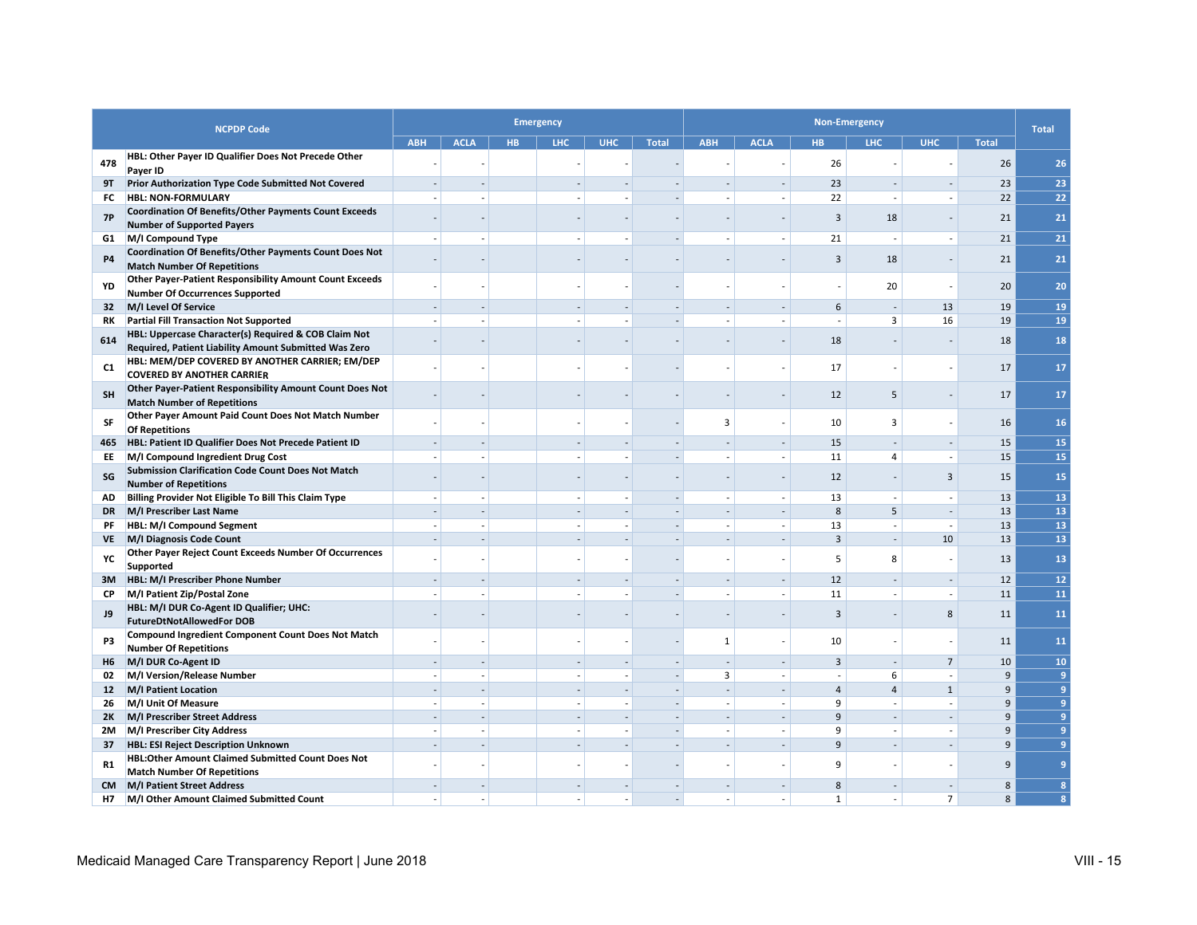| NCPDP Code | | Emergency | | | | | | Non-Emergency | | | | | | Total |
|---|---|---|---|---|---|---|---|---|---|---|---|---|---|---|
| | | ABH | ACLA | HB | LHC | UHC | Total | ABH | ACLA | HB | LHC | UHC | Total | |
| 478 | HBL: Other Payer ID Qualifier Does Not Precede Other Payer ID | - | - | | - | - | - | - | - | 26 | - | - | 26 | 26 |
| 9T | Prior Authorization Type Code Submitted Not Covered | - | - | | - | - | - | - | - | 23 | - | - | 23 | 23 |
| FC | HBL: NON-FORMULARY | - | - | | - | - | - | - | - | 22 | - | - | 22 | 22 |
| 7P | Coordination Of Benefits/Other Payments Count Exceeds Number of Supported Payers | - | - | | - | - | - | - | - | 3 | 18 | - | 21 | 21 |
| G1 | M/I Compound Type | - | - | | - | - | - | - | - | 21 | - | - | 21 | 21 |
| P4 | Coordination Of Benefits/Other Payments Count Does Not Match Number Of Repetitions | - | - | | - | - | - | - | - | 3 | 18 | - | 21 | 21 |
| YD | Other Payer-Patient Responsibility Amount Count Exceeds Number Of Occurrences Supported | - | - | | - | - | - | - | - | - | 20 | - | 20 | 20 |
| 32 | M/I Level Of Service | - | - | | - | - | - | - | - | 6 | - | 13 | 19 | 19 |
| RK | Partial Fill Transaction Not Supported | - | - | | - | - | - | - | - | - | 3 | 16 | 19 | 19 |
| 614 | HBL: Uppercase Character(s) Required & COB Claim Not Required, Patient Liability Amount Submitted Was Zero | - | - | | - | - | - | - | - | 18 | - | - | 18 | 18 |
| C1 | HBL: MEM/DEP COVERED BY ANOTHER CARRIER; EM/DEP COVERED BY ANOTHER CARRIER | - | - | | - | - | - | - | - | 17 | - | - | 17 | 17 |
| SH | Other Payer-Patient Responsibility Amount Count Does Not Match Number of Repetitions | - | - | | - | - | - | - | - | 12 | 5 | - | 17 | 17 |
| SF | Other Payer Amount Paid Count Does Not Match Number Of Repetitions | - | - | | - | - | - | 3 | - | 10 | 3 | - | 16 | 16 |
| 465 | HBL: Patient ID Qualifier Does Not Precede Patient ID | - | - | | - | - | - | - | - | 15 | - | - | 15 | 15 |
| EE | M/I Compound Ingredient Drug Cost | - | - | | - | - | - | - | - | 11 | 4 | - | 15 | 15 |
| SG | Submission Clarification Code Count Does Not Match Number of Repetitions | - | - | | - | - | - | - | - | 12 | - | 3 | 15 | 15 |
| AD | Billing Provider Not Eligible To Bill This Claim Type | - | - | | - | - | - | - | - | 13 | - | - | 13 | 13 |
| DR | M/I Prescriber Last Name | - | - | | - | - | - | - | - | 8 | 5 | - | 13 | 13 |
| PF | HBL: M/I Compound Segment | - | - | | - | - | - | - | - | 13 | - | - | 13 | 13 |
| VE | M/I Diagnosis Code Count | - | - | | - | - | - | - | - | 3 | - | 10 | 13 | 13 |
| YC | Other Payer Reject Count Exceeds Number Of Occurrences Supported | - | - | | - | - | - | - | - | 5 | 8 | - | 13 | 13 |
| 3M | HBL: M/I Prescriber Phone Number | - | - | | - | - | - | - | - | 12 | - | - | 12 | 12 |
| CP | M/I Patient Zip/Postal Zone | - | - | | - | - | - | - | - | 11 | - | - | 11 | 11 |
| J9 | HBL: M/I DUR Co-Agent ID Qualifier; UHC: FutureDtNotAllowedFor DOB | - | - | | - | - | - | - | - | 3 | - | 8 | 11 | 11 |
| P3 | Compound Ingredient Component Count Does Not Match Number Of Repetitions | - | - | | - | - | - | 1 | - | 10 | - | - | 11 | 11 |
| H6 | M/I DUR Co-Agent ID | - | - | | - | - | - | - | - | 3 | - | 7 | 10 | 10 |
| 02 | M/I Version/Release Number | - | - | | - | - | - | 3 | - | - | 6 | - | 9 | 9 |
| 12 | M/I Patient Location | - | - | | - | - | - | - | - | 4 | 4 | 1 | 9 | 9 |
| 26 | M/I Unit Of Measure | - | - | | - | - | - | - | - | 9 | - | - | 9 | 9 |
| 2K | M/I Prescriber Street Address | - | - | | - | - | - | - | - | 9 | - | - | 9 | 9 |
| 2M | M/I Prescriber City Address | - | - | | - | - | - | - | - | 9 | - | - | 9 | 9 |
| 37 | HBL: ESI Reject Description Unknown | - | - | | - | - | - | - | - | 9 | - | - | 9 | 9 |
| R1 | HBL:Other Amount Claimed Submitted Count Does Not Match Number Of Repetitions | - | - | | - | - | - | - | - | 9 | - | - | 9 | 9 |
| CM | M/I Patient Street Address | - | - | | - | - | - | - | - | 8 | - | - | 8 | 8 |
| H7 | M/I Other Amount Claimed Submitted Count | - | - | | - | - | - | - | - | 1 | - | 7 | 8 | 8 |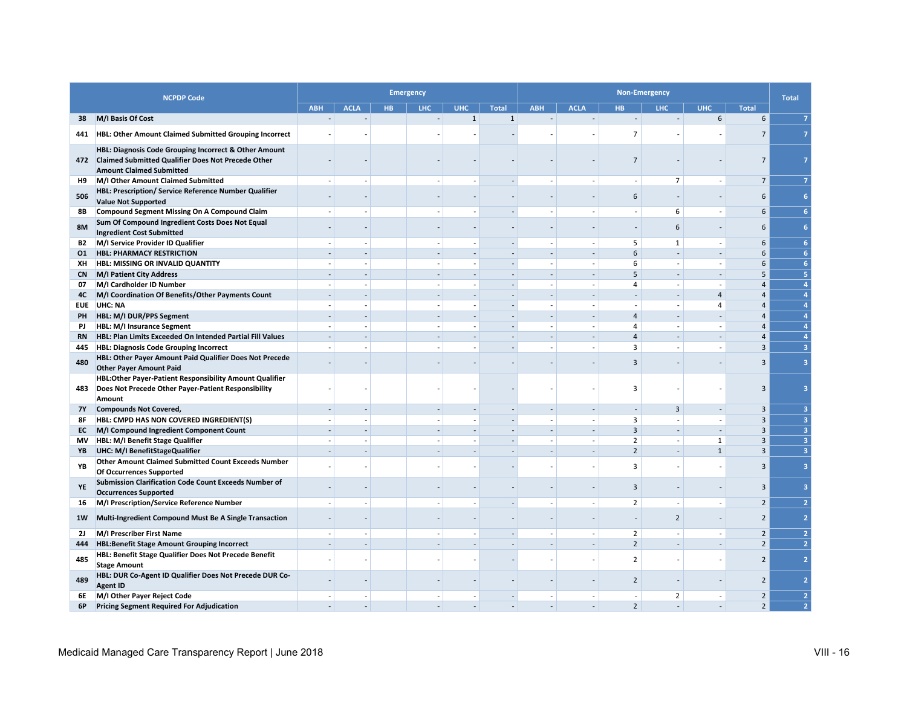| NCPDP Code | | Emergency | | | | | | Non-Emergency | | | | | | Total |
|---|---|---|---|---|---|---|---|---|---|---|---|---|---|---|
| | | ABH | ACLA | HB | LHC | UHC | Total | ABH | ACLA | HB | LHC | UHC | Total | |
| 38 | M/I Basis Of Cost | - | - | | - | 1 | 1 | - | - | - | - | 6 | 6 | 7 |
| 441 | HBL: Other Amount Claimed Submitted Grouping Incorrect | - | - | | - | - | - | - | - | 7 | - | - | 7 | 7 |
| 472 | HBL: Diagnosis Code Grouping Incorrect & Other Amount Claimed Submitted Qualifier Does Not Precede Other Amount Claimed Submitted | - | - | | - | - | - | - | - | 7 | - | - | 7 | 7 |
| H9 | M/I Other Amount Claimed Submitted | - | - | | - | - | - | - | - | - | 7 | - | 7 | 7 |
| 506 | HBL: Prescription/ Service Reference Number Qualifier Value Not Supported | - | - | | - | - | - | - | - | 6 | - | - | 6 | 6 |
| 8B | Compound Segment Missing On A Compound Claim | - | - | | - | - | - | - | - | - | 6 | - | 6 | 6 |
| 8M | Sum Of Compound Ingredient Costs Does Not Equal Ingredient Cost Submitted | - | - | | - | - | - | - | - | - | 6 | - | 6 | 6 |
| B2 | M/I Service Provider ID Qualifier | - | - | | - | - | - | - | - | 5 | 1 | - | 6 | 6 |
| O1 | HBL: PHARMACY RESTRICTION | - | - | | - | - | - | - | - | 6 | - | - | 6 | 6 |
| XH | HBL: MISSING OR INVALID QUANTITY | - | - | | - | - | - | - | - | 6 | - | - | 6 | 6 |
| CN | M/I Patient City Address | - | - | | - | - | - | - | - | 5 | - | - | 5 | 5 |
| 07 | M/I Cardholder ID Number | - | - | | - | - | - | - | - | 4 | - | - | 4 | 4 |
| 4C | M/I Coordination Of Benefits/Other Payments Count | - | - | | - | - | - | - | - | - | - | 4 | 4 | 4 |
| EUE | UHC: NA | - | - | | - | - | - | - | - | - | - | 4 | 4 | 4 |
| PH | HBL: M/I DUR/PPS Segment | - | - | | - | - | - | - | - | 4 | - | - | 4 | 4 |
| PJ | HBL: M/I Insurance Segment | - | - | | - | - | - | - | - | 4 | - | - | 4 | 4 |
| RN | HBL: Plan Limits Exceeded On Intended Partial Fill Values | - | - | | - | - | - | - | - | 4 | - | - | 4 | 4 |
| 445 | HBL: Diagnosis Code Grouping Incorrect | - | - | | - | - | - | - | - | 3 | - | - | 3 | 3 |
| 480 | HBL: Other Payer Amount Paid Qualifier Does Not Precede Other Payer Amount Paid | - | - | | - | - | - | - | - | 3 | - | - | 3 | 3 |
| 483 | HBL:Other Payer-Patient Responsibility Amount Qualifier Does Not Precede Other Payer-Patient Responsibility Amount | - | - | | - | - | - | - | - | 3 | - | - | 3 | 3 |
| 7Y | Compounds Not Covered, | - | - | | - | - | - | - | - | - | 3 | - | 3 | 3 |
| 8F | HBL: CMPD HAS NON COVERED INGREDIENT(S) | - | - | | - | - | - | - | - | 3 | - | - | 3 | 3 |
| EC | M/I Compound Ingredient Component Count | - | - | | - | - | - | - | - | 3 | - | - | 3 | 3 |
| MV | HBL: M/I Benefit Stage Qualifier | - | - | | - | - | - | - | - | 2 | - | 1 | 3 | 3 |
| YB | UHC: M/I BenefitStageQualifier | - | - | | - | - | - | - | - | 2 | - | 1 | 3 | 3 |
| YB | Other Amount Claimed Submitted Count Exceeds Number Of Occurrences Supported | - | - | | - | - | - | - | - | 3 | - | - | 3 | 3 |
| YE | Submission Clarification Code Count Exceeds Number of Occurrences Supported | - | - | | - | - | - | - | - | 3 | - | - | 3 | 3 |
| 16 | M/I Prescription/Service Reference Number | - | - | | - | - | - | - | - | 2 | - | - | 2 | 2 |
| 1W | Multi-Ingredient Compound Must Be A Single Transaction | - | - | | - | - | - | - | - | - | 2 | - | 2 | 2 |
| 2J | M/I Prescriber First Name | - | - | | - | - | - | - | - | 2 | - | - | 2 | 2 |
| 444 | HBL:Benefit Stage Amount Grouping Incorrect | - | - | | - | - | - | - | - | 2 | - | - | 2 | 2 |
| 485 | HBL: Benefit Stage Qualifier Does Not Precede Benefit Stage Amount | - | - | | - | - | - | - | - | 2 | - | - | 2 | 2 |
| 489 | HBL: DUR Co-Agent ID Qualifier Does Not Precede DUR Co-Agent ID | - | - | | - | - | - | - | - | 2 | - | - | 2 | 2 |
| 6E | M/I Other Payer Reject Code | - | - | | - | - | - | - | - | - | 2 | - | 2 | 2 |
| 6P | Pricing Segment Required For Adjudication | - | - | | - | - | - | - | - | 2 | - | - | 2 | 2 |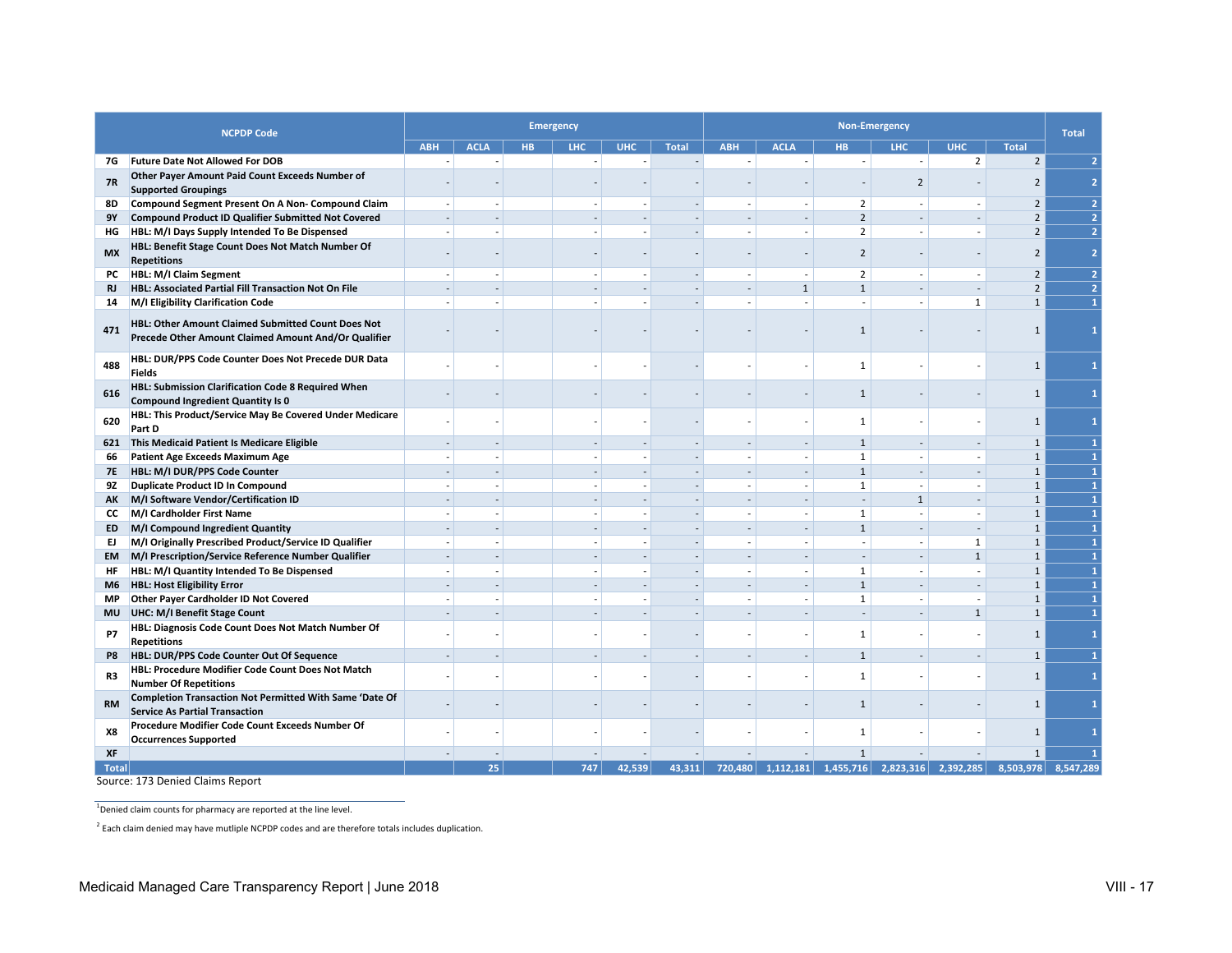| NCPDP Code | | Emergency | | | | | | Non-Emergency | | | | | | Total |
|---|---|---|---|---|---|---|---|---|---|---|---|---|---|---|
| | | ABH | ACLA | HB | LHC | UHC | Total | ABH | ACLA | HB | LHC | UHC | Total | |
| 7G | Future Date Not Allowed For DOB | - | - | | - | - | - | - | - | - | - | 2 | 2 | 2 |
| 7R | Other Payer Amount Paid Count Exceeds Number of Supported Groupings | - | - | | - | - | - | - | - | - | 2 | - | 2 | 2 |
| 8D | Compound Segment Present On A Non- Compound Claim | - | - | | - | - | - | - | - | 2 | - | - | 2 | 2 |
| 9Y | Compound Product ID Qualifier Submitted Not Covered | - | - | | - | - | - | - | - | 2 | - | - | 2 | 2 |
| HG | HBL: M/I Days Supply Intended To Be Dispensed | - | - | | - | - | - | - | - | 2 | - | - | 2 | 2 |
| MX | HBL: Benefit Stage Count Does Not Match Number Of Repetitions | - | - | | - | - | - | - | - | 2 | - | - | 2 | 2 |
| PC | HBL: M/I Claim Segment | - | - | | - | - | - | - | - | 2 | - | - | 2 | 2 |
| RJ | HBL: Associated Partial Fill Transaction Not On File | - | - | | - | - | - | - | 1 | 1 | - | - | 2 | 2 |
| 14 | M/I Eligibility Clarification Code | - | - | | - | - | - | - | - | - | - | 1 | 1 | 1 |
| 471 | HBL: Other Amount Claimed Submitted Count Does Not Precede Other Amount Claimed Amount And/Or Qualifier | - | - | | - | - | - | - | - | 1 | - | - | 1 | 1 |
| 488 | HBL: DUR/PPS Code Counter Does Not Precede DUR Data Fields | - | - | | - | - | - | - | - | 1 | - | - | 1 | 1 |
| 616 | HBL: Submission Clarification Code 8 Required When Compound Ingredient Quantity Is 0 | - | - | | - | - | - | - | - | 1 | - | - | 1 | 1 |
| 620 | HBL: This Product/Service May Be Covered Under Medicare Part D | - | - | | - | - | - | - | - | 1 | - | - | 1 | 1 |
| 621 | This Medicaid Patient Is Medicare Eligible | - | - | | - | - | - | - | - | 1 | - | - | 1 | 1 |
| 66 | Patient Age Exceeds Maximum Age | - | - | | - | - | - | - | - | 1 | - | - | 1 | 1 |
| 7E | HBL: M/I DUR/PPS Code Counter | - | - | | - | - | - | - | - | 1 | - | - | 1 | 1 |
| 9Z | Duplicate Product ID In Compound | - | - | | - | - | - | - | - | 1 | - | - | 1 | 1 |
| AK | M/I Software Vendor/Certification ID | - | - | | - | - | - | - | - | - | 1 | - | 1 | 1 |
| CC | M/I Cardholder First Name | - | - | | - | - | - | - | - | 1 | - | - | 1 | 1 |
| ED | M/I Compound Ingredient Quantity | - | - | | - | - | - | - | - | 1 | - | - | 1 | 1 |
| EJ | M/I Originally Prescribed Product/Service ID Qualifier | - | - | | - | - | - | - | - | - | - | 1 | 1 | 1 |
| EM | M/I Prescription/Service Reference Number Qualifier | - | - | | - | - | - | - | - | - | - | 1 | 1 | 1 |
| HF | HBL: M/I Quantity Intended To Be Dispensed | - | - | | - | - | - | - | - | 1 | - | - | 1 | 1 |
| M6 | HBL: Host Eligibility Error | - | - | | - | - | - | - | - | 1 | - | - | 1 | 1 |
| MP | Other Payer Cardholder ID Not Covered | - | - | | - | - | - | - | - | 1 | - | - | 1 | 1 |
| MU | UHC: M/I Benefit Stage Count | - | - | | - | - | - | - | - | - | - | 1 | 1 | 1 |
| P7 | HBL: Diagnosis Code Count Does Not Match Number Of Repetitions | - | - | | - | - | - | - | - | 1 | - | - | 1 | 1 |
| P8 | HBL: DUR/PPS Code Counter Out Of Sequence | - | - | | - | - | - | - | - | 1 | - | - | 1 | 1 |
| R3 | HBL: Procedure Modifier Code Count Does Not Match Number Of Repetitions | - | - | | - | - | - | - | - | 1 | - | - | 1 | 1 |
| RM | Completion Transaction Not Permitted With Same 'Date Of Service As Partial Transaction | - | - | | - | - | - | - | - | 1 | - | - | 1 | 1 |
| X8 | Procedure Modifier Code Count Exceeds Number Of Occurrences Supported | - | - | | - | - | - | - | - | 1 | - | - | 1 | 1 |
| XF | | - | - | | - | - | - | - | - | 1 | - | - | 1 | 1 |
| Total | | | 25 | | 747 | 42,539 | 43,311 | 720,480 | 1,112,181 | 1,455,716 | 2,823,316 | 2,392,285 | 8,503,978 | 8,547,289 |

Source: 173 Denied Claims Report

[1]Denied claim counts for pharmacy are reported at the line level.

[2] Each claim denied may have mutliple NCPDP codes and are therefore totals includes duplication.